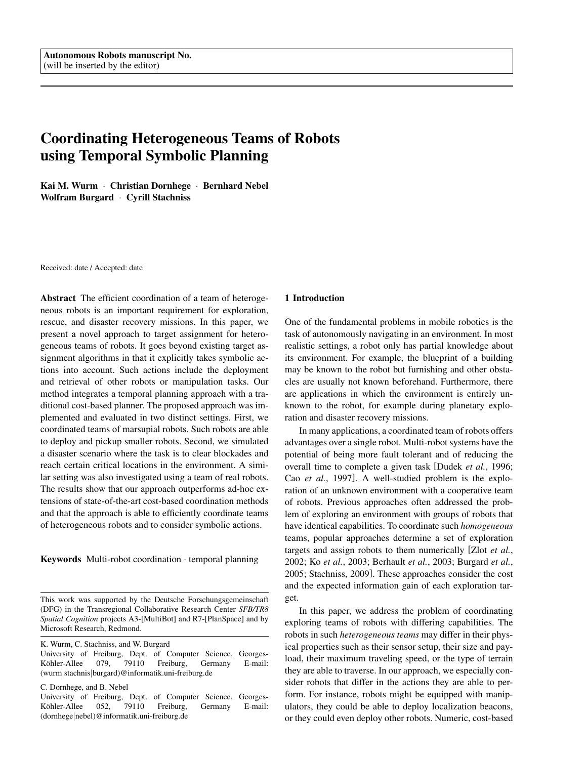**Autonomous Robots manuscript No.**
(will be inserted by the editor)

# Coordinating Heterogeneous Teams of Robots using Temporal Symbolic Planning

**Kai M. Wurm · Christian Dornhege · Bernhard Nebel**
**Wolfram Burgard · Cyrill Stachniss**

Received: date / Accepted: date

**Abstract** The efficient coordination of a team of heterogeneous robots is an important requirement for exploration, rescue, and disaster recovery missions. In this paper, we present a novel approach to target assignment for heterogeneous teams of robots. It goes beyond existing target assignment algorithms in that it explicitly takes symbolic actions into account. Such actions include the deployment and retrieval of other robots or manipulation tasks. Our method integrates a temporal planning approach with a traditional cost-based planner. The proposed approach was implemented and evaluated in two distinct settings. First, we coordinated teams of marsupial robots. Such robots are able to deploy and pickup smaller robots. Second, we simulated a disaster scenario where the task is to clear blockades and reach certain critical locations in the environment. A similar setting was also investigated using a team of real robots. The results show that our approach outperforms ad-hoc extensions of state-of-the-art cost-based coordination methods and that the approach is able to efficiently coordinate teams of heterogeneous robots and to consider symbolic actions.

**Keywords** Multi-robot coordination · temporal planning

This work was supported by the Deutsche Forschungsgemeinschaft (DFG) in the Transregional Collaborative Research Center *SFB/TR8 Spatial Cognition* projects A3-[MultiBot] and R7-[PlanSpace] and by Microsoft Research, Redmond.

K. Wurm, C. Stachniss, and W. Burgard
University of Freiburg, Dept. of Computer Science, Georges-Köhler-Allee 079, 79110 Freiburg, Germany E-mail: (wurm|stachnis|burgard)@informatik.uni-freiburg.de

C. Dornhege, and B. Nebel
University of Freiburg, Dept. of Computer Science, Georges-Köhler-Allee 052, 79110 Freiburg, Germany E-mail: (dornhege|nebel)@informatik.uni-freiburg.de

## 1 Introduction

One of the fundamental problems in mobile robotics is the task of autonomously navigating in an environment. In most realistic settings, a robot only has partial knowledge about its environment. For example, the blueprint of a building may be known to the robot but furnishing and other obstacles are usually not known beforehand. Furthermore, there are applications in which the environment is entirely unknown to the robot, for example during planetary exploration and disaster recovery missions.

In many applications, a coordinated team of robots offers advantages over a single robot. Multi-robot systems have the potential of being more fault tolerant and of reducing the overall time to complete a given task [Dudek *et al.*, 1996; Cao *et al.*, 1997]. A well-studied problem is the exploration of an unknown environment with a cooperative team of robots. Previous approaches often addressed the problem of exploring an environment with groups of robots that have identical capabilities. To coordinate such *homogeneous* teams, popular approaches determine a set of exploration targets and assign robots to them numerically [Zlot *et al.*, 2002; Ko *et al.*, 2003; Berhault *et al.*, 2003; Burgard *et al.*, 2005; Stachniss, 2009]. These approaches consider the cost and the expected information gain of each exploration target.

In this paper, we address the problem of coordinating exploring teams of robots with differing capabilities. The robots in such *heterogeneous teams* may differ in their physical properties such as their sensor setup, their size and payload, their maximum traveling speed, or the type of terrain they are able to traverse. In our approach, we especially consider robots that differ in the actions they are able to perform. For instance, robots might be equipped with manipulators, they could be able to deploy localization beacons, or they could even deploy other robots. Numeric, cost-based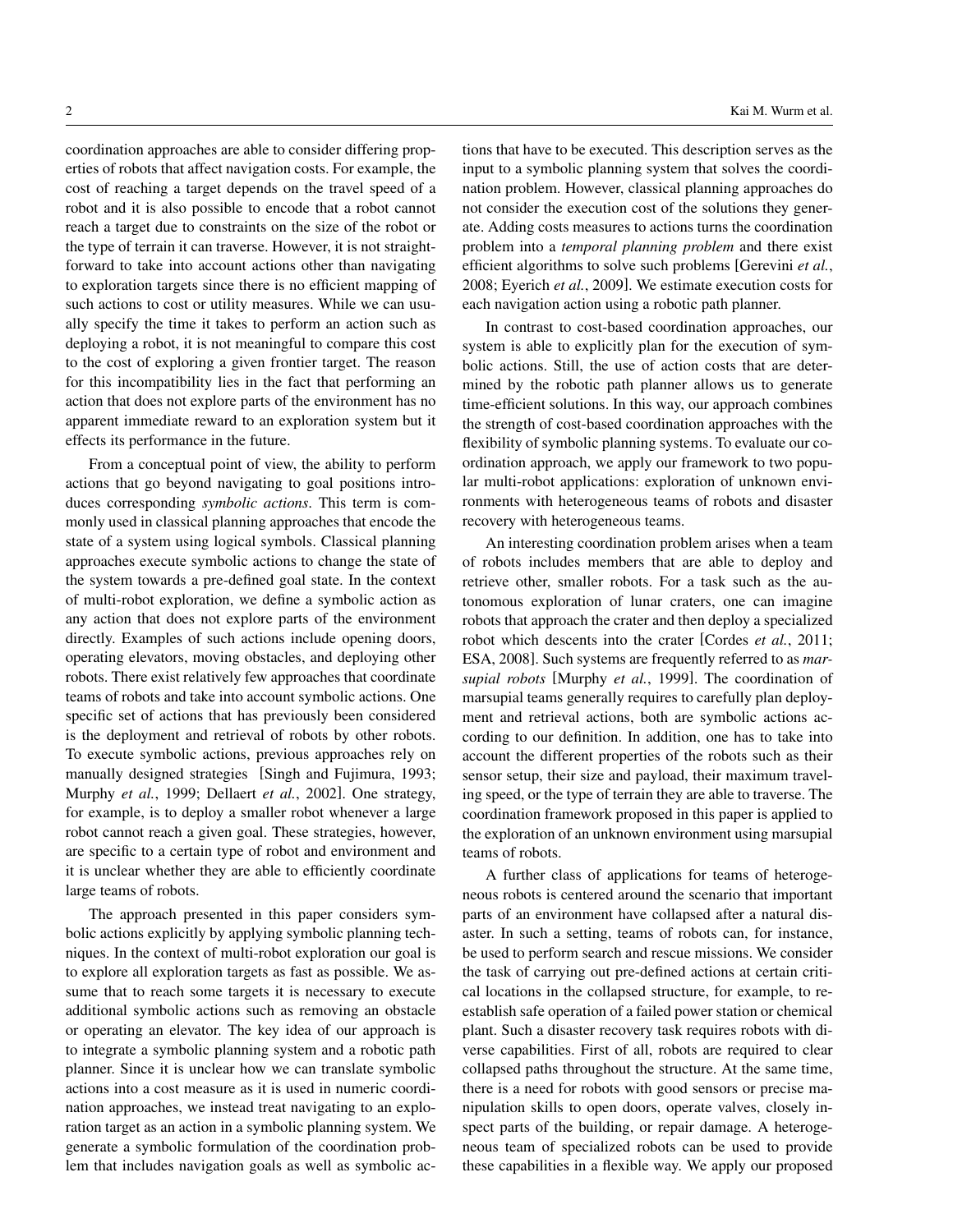coordination approaches are able to consider differing properties of robots that affect navigation costs. For example, the cost of reaching a target depends on the travel speed of a robot and it is also possible to encode that a robot cannot reach a target due to constraints on the size of the robot or the type of terrain it can traverse. However, it is not straightforward to take into account actions other than navigating to exploration targets since there is no efficient mapping of such actions to cost or utility measures. While we can usually specify the time it takes to perform an action such as deploying a robot, it is not meaningful to compare this cost to the cost of exploring a given frontier target. The reason for this incompatibility lies in the fact that performing an action that does not explore parts of the environment has no apparent immediate reward to an exploration system but it effects its performance in the future.

From a conceptual point of view, the ability to perform actions that go beyond navigating to goal positions introduces corresponding *symbolic actions*. This term is commonly used in classical planning approaches that encode the state of a system using logical symbols. Classical planning approaches execute symbolic actions to change the state of the system towards a pre-defined goal state. In the context of multi-robot exploration, we define a symbolic action as any action that does not explore parts of the environment directly. Examples of such actions include opening doors, operating elevators, moving obstacles, and deploying other robots. There exist relatively few approaches that coordinate teams of robots and take into account symbolic actions. One specific set of actions that has previously been considered is the deployment and retrieval of robots by other robots. To execute symbolic actions, previous approaches rely on manually designed strategies [Singh and Fujimura, 1993; Murphy *et al.*, 1999; Dellaert *et al.*, 2002]. One strategy, for example, is to deploy a smaller robot whenever a large robot cannot reach a given goal. These strategies, however, are specific to a certain type of robot and environment and it is unclear whether they are able to efficiently coordinate large teams of robots.

The approach presented in this paper considers symbolic actions explicitly by applying symbolic planning techniques. In the context of multi-robot exploration our goal is to explore all exploration targets as fast as possible. We assume that to reach some targets it is necessary to execute additional symbolic actions such as removing an obstacle or operating an elevator. The key idea of our approach is to integrate a symbolic planning system and a robotic path planner. Since it is unclear how we can translate symbolic actions into a cost measure as it is used in numeric coordination approaches, we instead treat navigating to an exploration target as an action in a symbolic planning system. We generate a symbolic formulation of the coordination problem that includes navigation goals as well as symbolic actions that have to be executed. This description serves as the input to a symbolic planning system that solves the coordination problem. However, classical planning approaches do not consider the execution cost of the solutions they generate. Adding costs measures to actions turns the coordination problem into a *temporal planning problem* and there exist efficient algorithms to solve such problems [Gerevini *et al.*, 2008; Eyerich *et al.*, 2009]. We estimate execution costs for each navigation action using a robotic path planner.

In contrast to cost-based coordination approaches, our system is able to explicitly plan for the execution of symbolic actions. Still, the use of action costs that are determined by the robotic path planner allows us to generate time-efficient solutions. In this way, our approach combines the strength of cost-based coordination approaches with the flexibility of symbolic planning systems. To evaluate our coordination approach, we apply our framework to two popular multi-robot applications: exploration of unknown environments with heterogeneous teams of robots and disaster recovery with heterogeneous teams.

An interesting coordination problem arises when a team of robots includes members that are able to deploy and retrieve other, smaller robots. For a task such as the autonomous exploration of lunar craters, one can imagine robots that approach the crater and then deploy a specialized robot which descents into the crater [Cordes *et al.*, 2011; ESA, 2008]. Such systems are frequently referred to as *marsupial robots* [Murphy *et al.*, 1999]. The coordination of marsupial teams generally requires to carefully plan deployment and retrieval actions, both are symbolic actions according to our definition. In addition, one has to take into account the different properties of the robots such as their sensor setup, their size and payload, their maximum traveling speed, or the type of terrain they are able to traverse. The coordination framework proposed in this paper is applied to the exploration of an unknown environment using marsupial teams of robots.

A further class of applications for teams of heterogeneous robots is centered around the scenario that important parts of an environment have collapsed after a natural disaster. In such a setting, teams of robots can, for instance, be used to perform search and rescue missions. We consider the task of carrying out pre-defined actions at certain critical locations in the collapsed structure, for example, to re-establish safe operation of a failed power station or chemical plant. Such a disaster recovery task requires robots with diverse capabilities. First of all, robots are required to clear collapsed paths throughout the structure. At the same time, there is a need for robots with good sensors or precise manipulation skills to open doors, operate valves, closely inspect parts of the building, or repair damage. A heterogeneous team of specialized robots can be used to provide these capabilities in a flexible way. We apply our proposed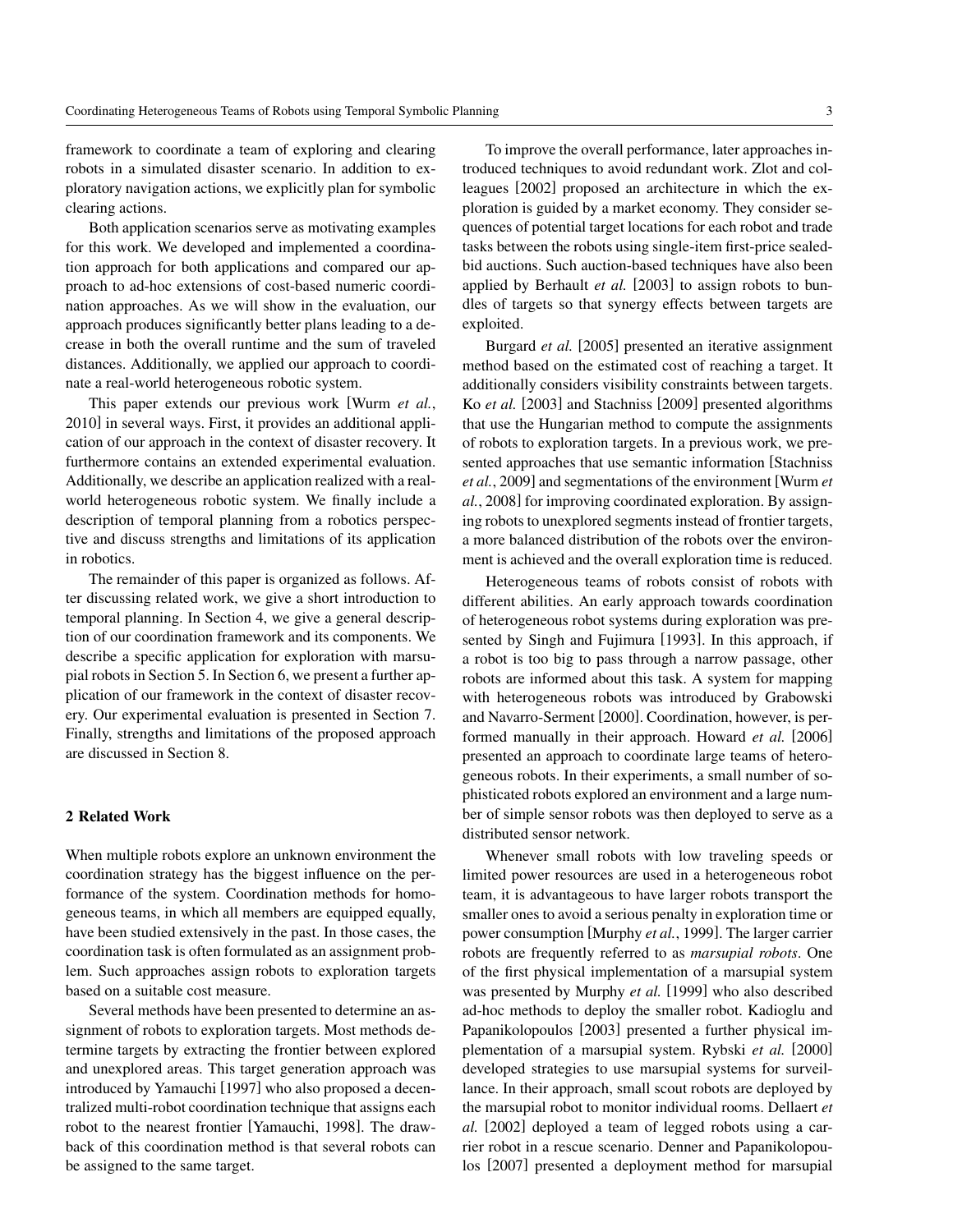framework to coordinate a team of exploring and clearing robots in a simulated disaster scenario. In addition to exploratory navigation actions, we explicitly plan for symbolic clearing actions.

Both application scenarios serve as motivating examples for this work. We developed and implemented a coordination approach for both applications and compared our approach to ad-hoc extensions of cost-based numeric coordination approaches. As we will show in the evaluation, our approach produces significantly better plans leading to a decrease in both the overall runtime and the sum of traveled distances. Additionally, we applied our approach to coordinate a real-world heterogeneous robotic system.

This paper extends our previous work [Wurm *et al.*, 2010] in several ways. First, it provides an additional application of our approach in the context of disaster recovery. It furthermore contains an extended experimental evaluation. Additionally, we describe an application realized with a real-world heterogeneous robotic system. We finally include a description of temporal planning from a robotics perspective and discuss strengths and limitations of its application in robotics.

The remainder of this paper is organized as follows. After discussing related work, we give a short introduction to temporal planning. In Section 4, we give a general description of our coordination framework and its components. We describe a specific application for exploration with marsupial robots in Section 5. In Section 6, we present a further application of our framework in the context of disaster recovery. Our experimental evaluation is presented in Section 7. Finally, strengths and limitations of the proposed approach are discussed in Section 8.

## 2 Related Work

When multiple robots explore an unknown environment the coordination strategy has the biggest influence on the performance of the system. Coordination methods for homogeneous teams, in which all members are equipped equally, have been studied extensively in the past. In those cases, the coordination task is often formulated as an assignment problem. Such approaches assign robots to exploration targets based on a suitable cost measure.

Several methods have been presented to determine an assignment of robots to exploration targets. Most methods determine targets by extracting the frontier between explored and unexplored areas. This target generation approach was introduced by Yamauchi [1997] who also proposed a decentralized multi-robot coordination technique that assigns each robot to the nearest frontier [Yamauchi, 1998]. The drawback of this coordination method is that several robots can be assigned to the same target.

To improve the overall performance, later approaches introduced techniques to avoid redundant work. Zlot and colleagues [2002] proposed an architecture in which the exploration is guided by a market economy. They consider sequences of potential target locations for each robot and trade tasks between the robots using single-item first-price sealed-bid auctions. Such auction-based techniques have also been applied by Berhault *et al.* [2003] to assign robots to bundles of targets so that synergy effects between targets are exploited.

Burgard *et al.* [2005] presented an iterative assignment method based on the estimated cost of reaching a target. It additionally considers visibility constraints between targets. Ko *et al.* [2003] and Stachniss [2009] presented algorithms that use the Hungarian method to compute the assignments of robots to exploration targets. In a previous work, we presented approaches that use semantic information [Stachniss *et al.*, 2009] and segmentations of the environment [Wurm *et al.*, 2008] for improving coordinated exploration. By assigning robots to unexplored segments instead of frontier targets, a more balanced distribution of the robots over the environment is achieved and the overall exploration time is reduced.

Heterogeneous teams of robots consist of robots with different abilities. An early approach towards coordination of heterogeneous robot systems during exploration was presented by Singh and Fujimura [1993]. In this approach, if a robot is too big to pass through a narrow passage, other robots are informed about this task. A system for mapping with heterogeneous robots was introduced by Grabowski and Navarro-Serment [2000]. Coordination, however, is performed manually in their approach. Howard *et al.* [2006] presented an approach to coordinate large teams of heterogeneous robots. In their experiments, a small number of sophisticated robots explored an environment and a large number of simple sensor robots was then deployed to serve as a distributed sensor network.

Whenever small robots with low traveling speeds or limited power resources are used in a heterogeneous robot team, it is advantageous to have larger robots transport the smaller ones to avoid a serious penalty in exploration time or power consumption [Murphy *et al.*, 1999]. The larger carrier robots are frequently referred to as *marsupial robots*. One of the first physical implementation of a marsupial system was presented by Murphy *et al.* [1999] who also described ad-hoc methods to deploy the smaller robot. Kadioglu and Papanikolopoulos [2003] presented a further physical implementation of a marsupial system. Rybski *et al.* [2000] developed strategies to use marsupial systems for surveillance. In their approach, small scout robots are deployed by the marsupial robot to monitor individual rooms. Dellaert *et al.* [2002] deployed a team of legged robots using a carrier robot in a rescue scenario. Denner and Papanikolopoulos [2007] presented a deployment method for marsupial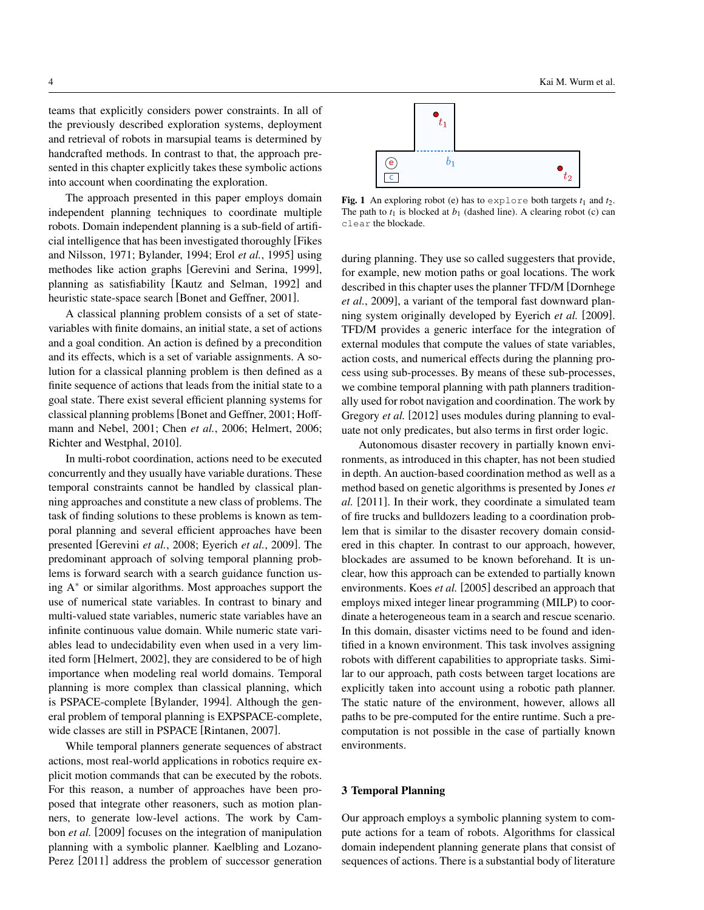teams that explicitly considers power constraints. In all of the previously described exploration systems, deployment and retrieval of robots in marsupial teams is determined by handcrafted methods. In contrast to that, the approach presented in this chapter explicitly takes these symbolic actions into account when coordinating the exploration.

The approach presented in this paper employs domain independent planning techniques to coordinate multiple robots. Domain independent planning is a sub-field of artificial intelligence that has been investigated thoroughly [Fikes and Nilsson, 1971; Bylander, 1994; Erol *et al.*, 1995] using methodes like action graphs [Gerevini and Serina, 1999], planning as satisfiability [Kautz and Selman, 1992] and heuristic state-space search [Bonet and Geffner, 2001].

A classical planning problem consists of a set of state-variables with finite domains, an initial state, a set of actions and a goal condition. An action is defined by a precondition and its effects, which is a set of variable assignments. A solution for a classical planning problem is then defined as a finite sequence of actions that leads from the initial state to a goal state. There exist several efficient planning systems for classical planning problems [Bonet and Geffner, 2001; Hoffmann and Nebel, 2001; Chen *et al.*, 2006; Helmert, 2006; Richter and Westphal, 2010].

In multi-robot coordination, actions need to be executed concurrently and they usually have variable durations. These temporal constraints cannot be handled by classical planning approaches and constitute a new class of problems. The task of finding solutions to these problems is known as temporal planning and several efficient approaches have been presented [Gerevini *et al.*, 2008; Eyerich *et al.*, 2009]. The predominant approach of solving temporal planning problems is forward search with a search guidance function using A$^*$ or similar algorithms. Most approaches support the use of numerical state variables. In contrast to binary and multi-valued state variables, numeric state variables have an infinite continuous value domain. While numeric state variables lead to undecidability even when used in a very limited form [Helmert, 2002], they are considered to be of high importance when modeling real world domains. Temporal planning is more complex than classical planning, which is PSPACE-complete [Bylander, 1994]. Although the general problem of temporal planning is EXPSPACE-complete, wide classes are still in PSPACE [Rintanen, 2007].

While temporal planners generate sequences of abstract actions, most real-world applications in robotics require explicit motion commands that can be executed by the robots. For this reason, a number of approaches have been proposed that integrate other reasoners, such as motion planners, to generate low-level actions. The work by Cambon *et al.* [2009] focuses on the integration of manipulation planning with a symbolic planner. Kaelbling and Lozano-Perez [2011] address the problem of successor generation during planning. They use so called suggesters that provide, for example, new motion paths or goal locations. The work described in this chapter uses the planner TFD/M [Dornhege *et al.*, 2009], a variant of the temporal fast downward planning system originally developed by Eyerich *et al.* [2009]. TFD/M provides a generic interface for the integration of external modules that compute the values of state variables, action costs, and numerical effects during the planning process using sub-processes. By means of these sub-processes, we combine temporal planning with path planners traditionally used for robot navigation and coordination. The work by Gregory *et al.* [2012] uses modules during planning to evaluate not only predicates, but also terms in first order logic.

**Fig. 1** An exploring robot (e) has to `explore` both targets $t_1$ and $t_2$. The path to $t_1$ is blocked at $b_1$ (dashed line). A clearing robot (c) can `clear` the blockade.

Autonomous disaster recovery in partially known environments, as introduced in this chapter, has not been studied in depth. An auction-based coordination method as well as a method based on genetic algorithms is presented by Jones *et al.* [2011]. In their work, they coordinate a simulated team of fire trucks and bulldozers leading to a coordination problem that is similar to the disaster recovery domain considered in this chapter. In contrast to our approach, however, blockades are assumed to be known beforehand. It is unclear, how this approach can be extended to partially known environments. Koes *et al.* [2005] described an approach that employs mixed integer linear programming (MILP) to coordinate a heterogeneous team in a search and rescue scenario. In this domain, disaster victims need to be found and identified in a known environment. This task involves assigning robots with different capabilities to appropriate tasks. Similar to our approach, path costs between target locations are explicitly taken into account using a robotic path planner. The static nature of the environment, however, allows all paths to be pre-computed for the entire runtime. Such a precomputation is not possible in the case of partially known environments.

## 3 Temporal Planning

Our approach employs a symbolic planning system to compute actions for a team of robots. Algorithms for classical domain independent planning generate plans that consist of sequences of actions. There is a substantial body of literature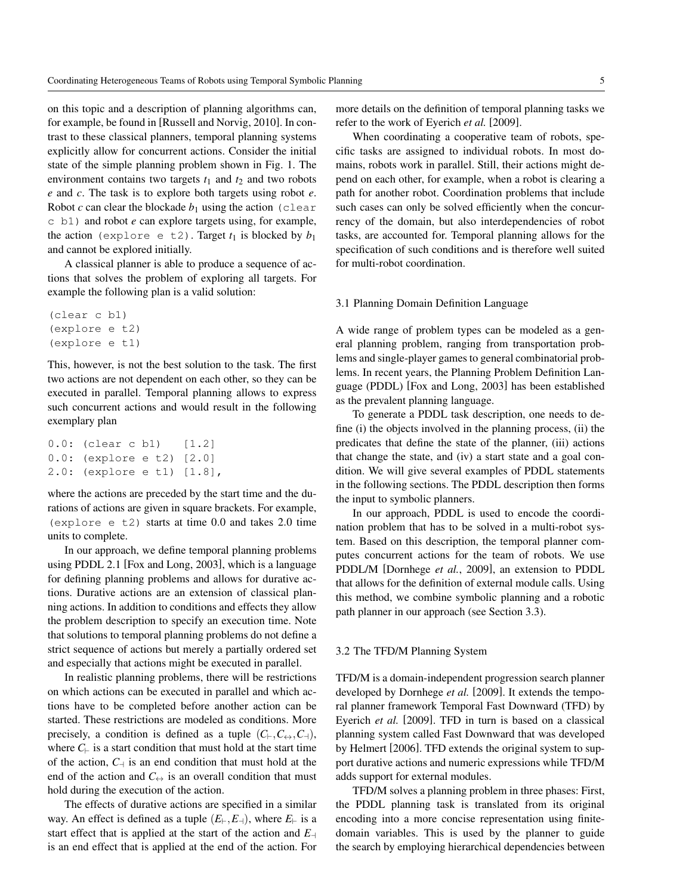on this topic and a description of planning algorithms can, for example, be found in [Russell and Norvig, 2010]. In contrast to these classical planners, temporal planning systems explicitly allow for concurrent actions. Consider the initial state of the simple planning problem shown in Fig. 1. The environment contains two targets $t_1$ and $t_2$ and two robots *e* and *c*. The task is to explore both targets using robot *e*. Robot *c* can clear the blockade $b_1$ using the action `(clear c b1)` and robot *e* can explore targets using, for example, the action `(explore e t2)`. Target $t_1$ is blocked by $b_1$ and cannot be explored initially.

A classical planner is able to produce a sequence of actions that solves the problem of exploring all targets. For example the following plan is a valid solution:

```
(clear c b1)
(explore e t2)
(explore e t1)
```

This, however, is not the best solution to the task. The first two actions are not dependent on each other, so they can be executed in parallel. Temporal planning allows to express such concurrent actions and would result in the following exemplary plan

```
0.0: (clear c b1)    [1.2]
0.0: (explore e t2) [2.0]
2.0: (explore e t1) [1.8],
```

where the actions are preceded by the start time and the durations of actions are given in square brackets. For example, `(explore e t2)` starts at time 0.0 and takes 2.0 time units to complete.

In our approach, we define temporal planning problems using PDDL 2.1 [Fox and Long, 2003], which is a language for defining planning problems and allows for durative actions. Durative actions are an extension of classical planning actions. In addition to conditions and effects they allow the problem description to specify an execution time. Note that solutions to temporal planning problems do not define a strict sequence of actions but merely a partially ordered set and especially that actions might be executed in parallel.

In realistic planning problems, there will be restrictions on which actions can be executed in parallel and which actions have to be completed before another action can be started. These restrictions are modeled as conditions. More precisely, a condition is defined as a tuple $(C_{\vdash}, C_{\leftrightarrow}, C_{\dashv})$, where $C_{\vdash}$ is a start condition that must hold at the start time of the action, $C_{\dashv}$ is an end condition that must hold at the end of the action and $C_{\leftrightarrow}$ is an overall condition that must hold during the execution of the action.

The effects of durative actions are specified in a similar way. An effect is defined as a tuple $(E_{\vdash}, E_{\dashv})$, where $E_{\vdash}$ is a start effect that is applied at the start of the action and $E_{\dashv}$ is an end effect that is applied at the end of the action. For more details on the definition of temporal planning tasks we refer to the work of Eyerich *et al.* [2009].

When coordinating a cooperative team of robots, specific tasks are assigned to individual robots. In most domains, robots work in parallel. Still, their actions might depend on each other, for example, when a robot is clearing a path for another robot. Coordination problems that include such cases can only be solved efficiently when the concurrency of the domain, but also interdependencies of robot tasks, are accounted for. Temporal planning allows for the specification of such conditions and is therefore well suited for multi-robot coordination.

### 3.1 Planning Domain Definition Language

A wide range of problem types can be modeled as a general planning problem, ranging from transportation problems and single-player games to general combinatorial problems. In recent years, the Planning Problem Definition Language (PDDL) [Fox and Long, 2003] has been established as the prevalent planning language.

To generate a PDDL task description, one needs to define (i) the objects involved in the planning process, (ii) the predicates that define the state of the planner, (iii) actions that change the state, and (iv) a start state and a goal condition. We will give several examples of PDDL statements in the following sections. The PDDL description then forms the input to symbolic planners.

In our approach, PDDL is used to encode the coordination problem that has to be solved in a multi-robot system. Based on this description, the temporal planner computes concurrent actions for the team of robots. We use PDDL/M [Dornhege *et al.*, 2009], an extension to PDDL that allows for the definition of external module calls. Using this method, we combine symbolic planning and a robotic path planner in our approach (see Section 3.3).

### 3.2 The TFD/M Planning System

TFD/M is a domain-independent progression search planner developed by Dornhege *et al.* [2009]. It extends the temporal planner framework Temporal Fast Downward (TFD) by Eyerich *et al.* [2009]. TFD in turn is based on a classical planning system called Fast Downward that was developed by Helmert [2006]. TFD extends the original system to support durative actions and numeric expressions while TFD/M adds support for external modules.

TFD/M solves a planning problem in three phases: First, the PDDL planning task is translated from its original encoding into a more concise representation using finite-domain variables. This is used by the planner to guide the search by employing hierarchical dependencies between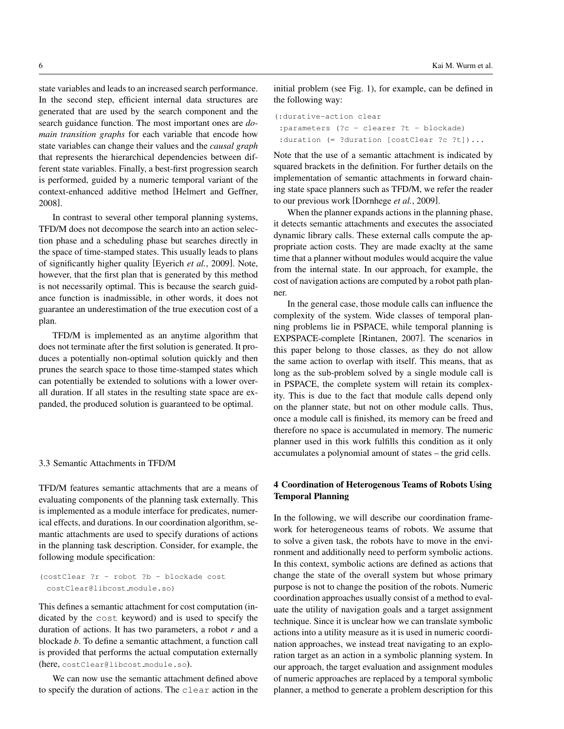state variables and leads to an increased search performance. In the second step, efficient internal data structures are generated that are used by the search component and the search guidance function. The most important ones are *domain transition graphs* for each variable that encode how state variables can change their values and the *causal graph* that represents the hierarchical dependencies between different state variables. Finally, a best-first progression search is performed, guided by a numeric temporal variant of the context-enhanced additive method [Helmert and Geffner, 2008].

In contrast to several other temporal planning systems, TFD/M does not decompose the search into an action selection phase and a scheduling phase but searches directly in the space of time-stamped states. This usually leads to plans of significantly higher quality [Eyerich *et al.*, 2009]. Note, however, that the first plan that is generated by this method is not necessarily optimal. This is because the search guidance function is inadmissible, in other words, it does not guarantee an underestimation of the true execution cost of a plan.

TFD/M is implemented as an anytime algorithm that does not terminate after the first solution is generated. It produces a potentially non-optimal solution quickly and then prunes the search space to those time-stamped states which can potentially be extended to solutions with a lower overall duration. If all states in the resulting state space are expanded, the produced solution is guaranteed to be optimal.

### 3.3 Semantic Attachments in TFD/M

TFD/M features semantic attachments that are a means of evaluating components of the planning task externally. This is implemented as a module interface for predicates, numerical effects, and durations. In our coordination algorithm, semantic attachments are used to specify durations of actions in the planning task description. Consider, for example, the following module specification:

```
(costClear ?r - robot ?b - blockade cost
  costClear@libcost_module.so)
```

This defines a semantic attachment for cost computation (indicated by the `cost` keyword) and is used to specify the duration of actions. It has two parameters, a robot *r* and a blockade *b*. To define a semantic attachment, a function call is provided that performs the actual computation externally (here, `costClear@libcost_module.so`).

We can now use the semantic attachment defined above to specify the duration of actions. The `clear` action in the initial problem (see Fig. 1), for example, can be defined in the following way:

```
(:durative-action clear
 :parameters (?c - clearer ?t - blockade)
 :duration (= ?duration [costClear ?c ?t])...
```

Note that the use of a semantic attachment is indicated by squared brackets in the definition. For further details on the implementation of semantic attachments in forward chaining state space planners such as TFD/M, we refer the reader to our previous work [Dornhege *et al.*, 2009].

When the planner expands actions in the planning phase, it detects semantic attachments and executes the associated dynamic library calls. These external calls compute the appropriate action costs. They are made exaclty at the same time that a planner without modules would acquire the value from the internal state. In our approach, for example, the cost of navigation actions are computed by a robot path planner.

In the general case, those module calls can influence the complexity of the system. Wide classes of temporal planning problems lie in PSPACE, while temporal planning is EXPSPACE-complete [Rintanen, 2007]. The scenarios in this paper belong to those classes, as they do not allow the same action to overlap with itself. This means, that as long as the sub-problem solved by a single module call is in PSPACE, the complete system will retain its complexity. This is due to the fact that module calls depend only on the planner state, but not on other module calls. Thus, once a module call is finished, its memory can be freed and therefore no space is accumulated in memory. The numeric planner used in this work fulfills this condition as it only accumulates a polynomial amount of states – the grid cells.

## 4 Coordination of Heterogenous Teams of Robots Using Temporal Planning

In the following, we will describe our coordination framework for heterogeneous teams of robots. We assume that to solve a given task, the robots have to move in the environment and additionally need to perform symbolic actions. In this context, symbolic actions are defined as actions that change the state of the overall system but whose primary purpose is not to change the position of the robots. Numeric coordination approaches usually consist of a method to evaluate the utility of navigation goals and a target assignment technique. Since it is unclear how we can translate symbolic actions into a utility measure as it is used in numeric coordination approaches, we instead treat navigating to an exploration target as an action in a symbolic planning system. In our approach, the target evaluation and assignment modules of numeric approaches are replaced by a temporal symbolic planner, a method to generate a problem description for this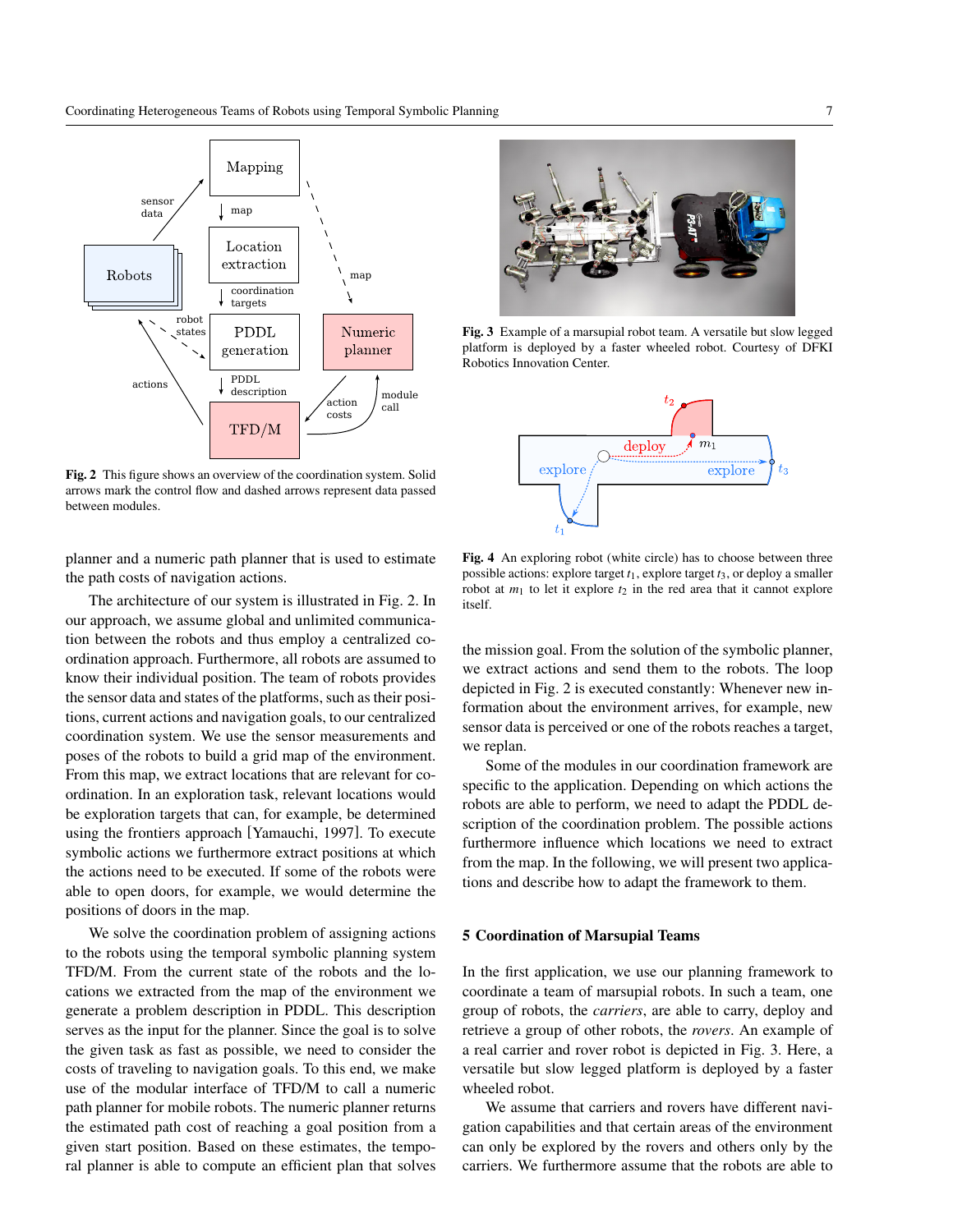Mapping

sensor data

map

Location extraction

map

Robots

coordination targets

robot states

PDDL generation

Numeric planner

actions

PDDL description

action costs

module call

TFD/M

**Fig. 2** This figure shows an overview of the coordination system. Solid arrows mark the control flow and dashed arrows represent data passed between modules.

**Fig. 3** Example of a marsupial robot team. A versatile but slow legged platform is deployed by a faster wheeled robot. Courtesy of DFKI Robotics Innovation Center.

$t_2$

deploy

$m_1$

explore

explore

$t_3$

$t_1$

**Fig. 4** An exploring robot (white circle) has to choose between three possible actions: explore target $t_1$, explore target $t_3$, or deploy a smaller robot at $m_1$ to let it explore $t_2$ in the red area that it cannot explore itself.

planner and a numeric path planner that is used to estimate the path costs of navigation actions.

The architecture of our system is illustrated in Fig. 2. In our approach, we assume global and unlimited communication between the robots and thus employ a centralized coordination approach. Furthermore, all robots are assumed to know their individual position. The team of robots provides the sensor data and states of the platforms, such as their positions, current actions and navigation goals, to our centralized coordination system. We use the sensor measurements and poses of the robots to build a grid map of the environment. From this map, we extract locations that are relevant for coordination. In an exploration task, relevant locations would be exploration targets that can, for example, be determined using the frontiers approach [Yamauchi, 1997]. To execute symbolic actions we furthermore extract positions at which the actions need to be executed. If some of the robots were able to open doors, for example, we would determine the positions of doors in the map.

We solve the coordination problem of assigning actions to the robots using the temporal symbolic planning system TFD/M. From the current state of the robots and the locations we extracted from the map of the environment we generate a problem description in PDDL. This description serves as the input for the planner. Since the goal is to solve the given task as fast as possible, we need to consider the costs of traveling to navigation goals. To this end, we make use of the modular interface of TFD/M to call a numeric path planner for mobile robots. The numeric planner returns the estimated path cost of reaching a goal position from a given start position. Based on these estimates, the temporal planner is able to compute an efficient plan that solves the mission goal. From the solution of the symbolic planner, we extract actions and send them to the robots. The loop depicted in Fig. 2 is executed constantly: Whenever new information about the environment arrives, for example, new sensor data is perceived or one of the robots reaches a target, we replan.

Some of the modules in our coordination framework are specific to the application. Depending on which actions the robots are able to perform, we need to adapt the PDDL description of the coordination problem. The possible actions furthermore influence which locations we need to extract from the map. In the following, we will present two applications and describe how to adapt the framework to them.

## 5 Coordination of Marsupial Teams

In the first application, we use our planning framework to coordinate a team of marsupial robots. In such a team, one group of robots, the *carriers*, are able to carry, deploy and retrieve a group of other robots, the *rovers*. An example of a real carrier and rover robot is depicted in Fig. 3. Here, a versatile but slow legged platform is deployed by a faster wheeled robot.

We assume that carriers and rovers have different navigation capabilities and that certain areas of the environment can only be explored by the rovers and others only by the carriers. We furthermore assume that the robots are able to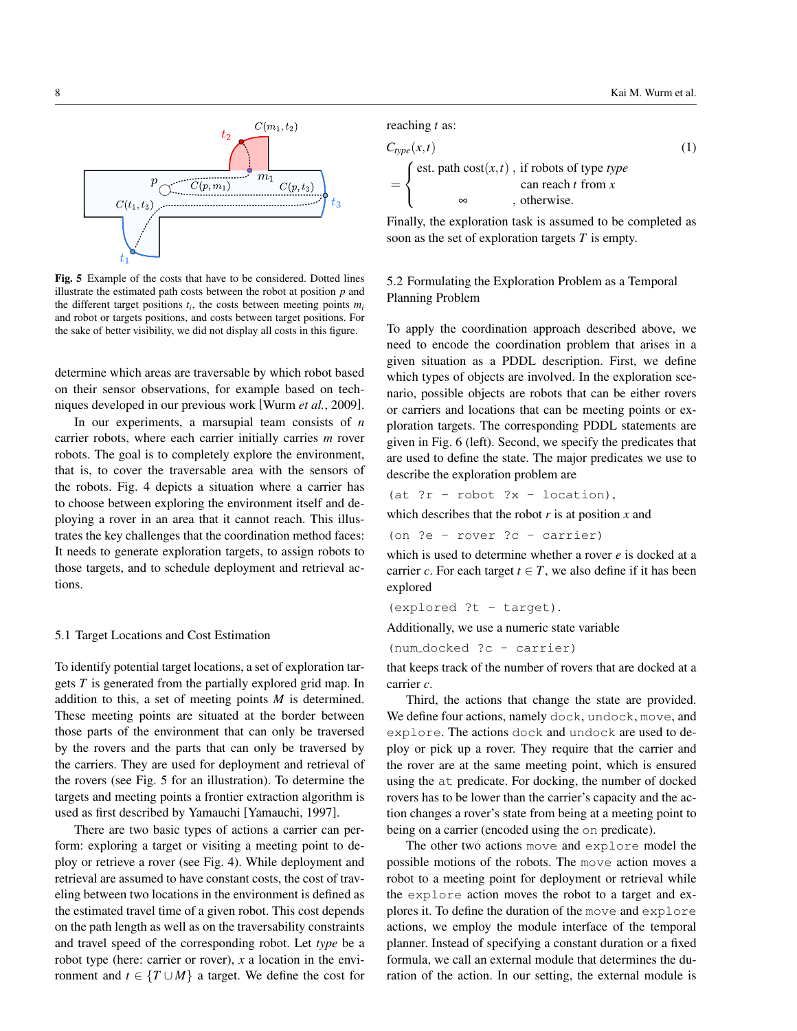**Fig. 5** Example of the costs that have to be considered. Dotted lines illustrate the estimated path costs between the robot at position $p$ and the different target positions $t_i$, the costs between meeting points $m_i$ and robot or targets positions, and costs between target positions. For the sake of better visibility, we did not display all costs in this figure.

determine which areas are traversable by which robot based on their sensor observations, for example based on techniques developed in our previous work [Wurm *et al.*, 2009].

In our experiments, a marsupial team consists of $n$ carrier robots, where each carrier initially carries $m$ rover robots. The goal is to completely explore the environment, that is, to cover the traversable area with the sensors of the robots. Fig. 4 depicts a situation where a carrier has to choose between exploring the environment itself and deploying a rover in an area that it cannot reach. This illustrates the key challenges that the coordination method faces: It needs to generate exploration targets, to assign robots to those targets, and to schedule deployment and retrieval actions.

## 5.1 Target Locations and Cost Estimation

To identify potential target locations, a set of exploration targets $T$ is generated from the partially explored grid map. In addition to this, a set of meeting points $M$ is determined. These meeting points are situated at the border between those parts of the environment that can only be traversed by the rovers and the parts that can only be traversed by the carriers. They are used for deployment and retrieval of the rovers (see Fig. 5 for an illustration). To determine the targets and meeting points a frontier extraction algorithm is used as first described by Yamauchi [Yamauchi, 1997].

There are two basic types of actions a carrier can perform: exploring a target or visiting a meeting point to deploy or retrieve a rover (see Fig. 4). While deployment and retrieval are assumed to have constant costs, the cost of traveling between two locations in the environment is defined as the estimated travel time of a given robot. This cost depends on the path length as well as on the traversability constraints and travel speed of the corresponding robot. Let *type* be a robot type (here: carrier or rover), $x$ a location in the environment and $t \in \{T \cup M\}$ a target. We define the cost for reaching $t$ as:

$$
C_{type}(x,t) = \begin{cases} \text{est. path cost}(x,t) \text{ , if robots of type } type \text{ can reach } t \text{ from } x \\ \infty \text{ , otherwise.} \end{cases} \tag{1}
$$

Finally, the exploration task is assumed to be completed as soon as the set of exploration targets $T$ is empty.

## 5.2 Formulating the Exploration Problem as a Temporal Planning Problem

To apply the coordination approach described above, we need to encode the coordination problem that arises in a given situation as a PDDL description. First, we define which types of objects are involved. In the exploration scenario, possible objects are robots that can be either rovers or carriers and locations that can be meeting points or exploration targets. The corresponding PDDL statements are given in Fig. 6 (left). Second, we specify the predicates that are used to define the state. The major predicates we use to describe the exploration problem are

```
(at ?r - robot ?x - location),
```

which describes that the robot $r$ is at position $x$ and

```
(on ?e - rover ?c - carrier)
```

which is used to determine whether a rover $e$ is docked at a carrier $c$. For each target $t \in T$, we also define if it has been explored

```
(explored ?t - target).
```

Additionally, we use a numeric state variable

```
(num_docked ?c - carrier)
```

that keeps track of the number of rovers that are docked at a carrier $c$.

Third, the actions that change the state are provided. We define four actions, namely `dock`, `undock`, `move`, and `explore`. The actions `dock` and `undock` are used to deploy or pick up a rover. They require that the carrier and the rover are at the same meeting point, which is ensured using the `at` predicate. For docking, the number of docked rovers has to be lower than the carrier's capacity and the action changes a rover's state from being at a meeting point to being on a carrier (encoded using the `on` predicate).

The other two actions `move` and `explore` model the possible motions of the robots. The `move` action moves a robot to a meeting point for deployment or retrieval while the `explore` action moves the robot to a target and explores it. To define the duration of the `move` and `explore` actions, we employ the module interface of the temporal planner. Instead of specifying a constant duration or a fixed formula, we call an external module that determines the duration of the action. In our setting, the external module is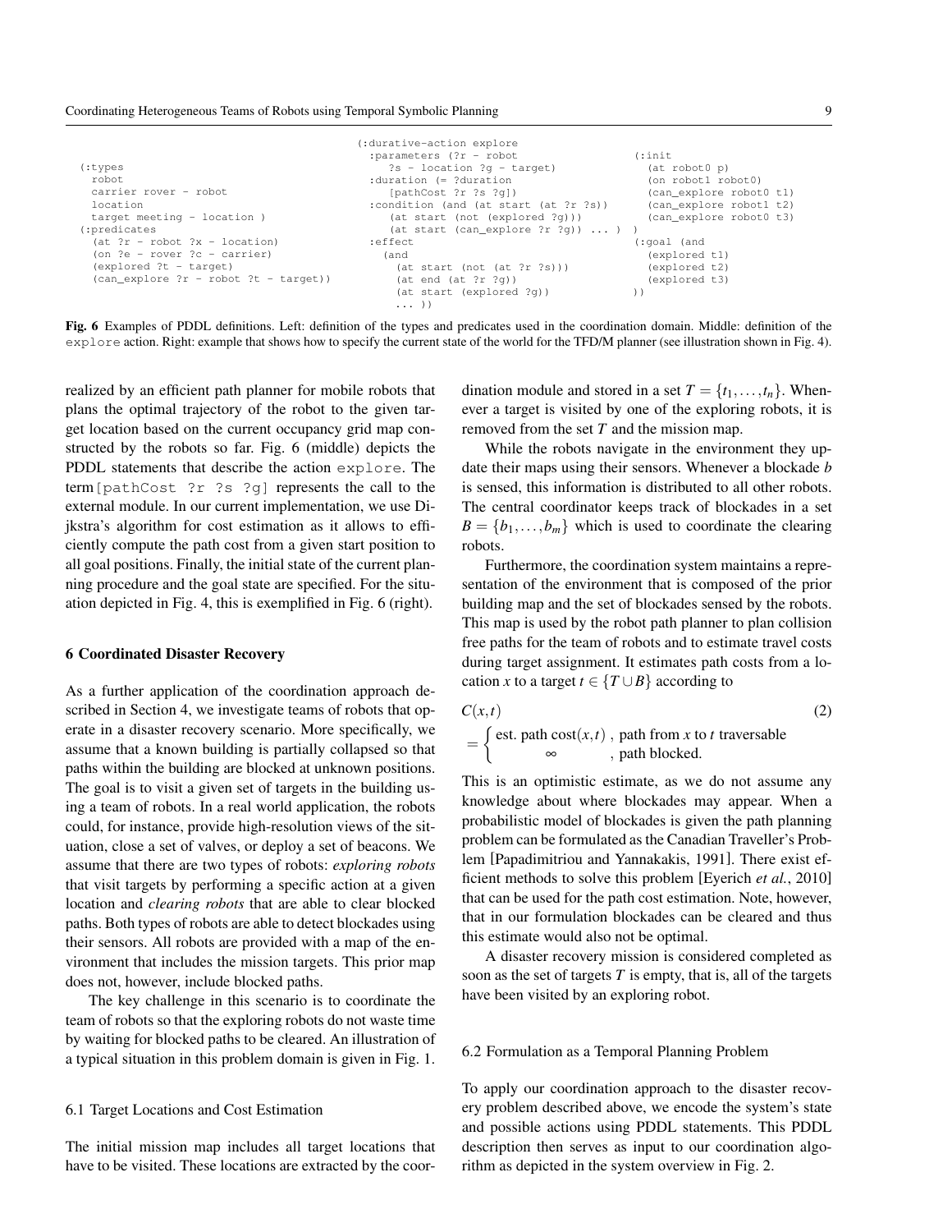```
(:types
  robot
  carrier rover - robot
  location
  target meeting - location )
(:predicates
  (at ?r - robot ?x - location)
  (on ?e - rover ?c - carrier)
  (explored ?t - target)
  (can_explore ?r - robot ?t - target))
```

```
(:durative-action explore
  :parameters (?r - robot
    ?s - location ?g - target)
  :duration (= ?duration
    [pathCost ?r ?s ?g])
  :condition (and (at start (at ?r ?s))
    (at start (not (explored ?g)))
    (at start (can_explore ?r ?g)) ... )
  :effect
   (and
     (at start (not (at ?r ?s)))
     (at end (at ?r ?g))
     (at start (explored ?g))
     ... ))
```

```
(:init
  (at robot0 p)
  (on robot1 robot0)
  (can_explore robot0 t1)
  (can_explore robot1 t2)
  (can_explore robot0 t3)
)
(:goal (and
  (explored t1)
  (explored t2)
  (explored t3)
))
```

**Fig. 6** Examples of PDDL definitions. Left: definition of the types and predicates used in the coordination domain. Middle: definition of the `explore` action. Right: example that shows how to specify the current state of the world for the TFD/M planner (see illustration shown in Fig. 4).

realized by an efficient path planner for mobile robots that plans the optimal trajectory of the robot to the given target location based on the current occupancy grid map constructed by the robots so far. Fig. 6 (middle) depicts the PDDL statements that describe the action `explore`. The term `[pathCost ?r ?s ?g]` represents the call to the external module. In our current implementation, we use Dijkstra's algorithm for cost estimation as it allows to efficiently compute the path cost from a given start position to all goal positions. Finally, the initial state of the current planning procedure and the goal state are specified. For the situation depicted in Fig. 4, this is exemplified in Fig. 6 (right).

## 6 Coordinated Disaster Recovery

As a further application of the coordination approach described in Section 4, we investigate teams of robots that operate in a disaster recovery scenario. More specifically, we assume that a known building is partially collapsed so that paths within the building are blocked at unknown positions. The goal is to visit a given set of targets in the building using a team of robots. In a real world application, the robots could, for instance, provide high-resolution views of the situation, close a set of valves, or deploy a set of beacons. We assume that there are two types of robots: *exploring robots* that visit targets by performing a specific action at a given location and *clearing robots* that are able to clear blocked paths. Both types of robots are able to detect blockades using their sensors. All robots are provided with a map of the environment that includes the mission targets. This prior map does not, however, include blocked paths.

The key challenge in this scenario is to coordinate the team of robots so that the exploring robots do not waste time by waiting for blocked paths to be cleared. An illustration of a typical situation in this problem domain is given in Fig. 1.

### 6.1 Target Locations and Cost Estimation

The initial mission map includes all target locations that have to be visited. These locations are extracted by the coordination module and stored in a set $T = \{t_1, \ldots, t_n\}$. Whenever a target is visited by one of the exploring robots, it is removed from the set $T$ and the mission map.

While the robots navigate in the environment they update their maps using their sensors. Whenever a blockade $b$ is sensed, this information is distributed to all other robots. The central coordinator keeps track of blockades in a set $B = \{b_1, \ldots, b_m\}$ which is used to coordinate the clearing robots.

Furthermore, the coordination system maintains a representation of the environment that is composed of the prior building map and the set of blockades sensed by the robots. This map is used by the robot path planner to plan collision free paths for the team of robots and to estimate travel costs during target assignment. It estimates path costs from a location $x$ to a target $t \in \{T \cup B\}$ according to

$$C(x,t) = \begin{cases} \text{est. path cost}(x,t) & \text{, path from } x \text{ to } t \text{ traversable} \\ \infty & \text{, path blocked.} \end{cases} \tag{2}$$

This is an optimistic estimate, as we do not assume any knowledge about where blockades may appear. When a probabilistic model of blockades is given the path planning problem can be formulated as the Canadian Traveller's Problem [Papadimitriou and Yannakakis, 1991]. There exist efficient methods to solve this problem [Eyerich *et al.*, 2010] that can be used for the path cost estimation. Note, however, that in our formulation blockades can be cleared and thus this estimate would also not be optimal.

A disaster recovery mission is considered completed as soon as the set of targets $T$ is empty, that is, all of the targets have been visited by an exploring robot.

### 6.2 Formulation as a Temporal Planning Problem

To apply our coordination approach to the disaster recovery problem described above, we encode the system's state and possible actions using PDDL statements. This PDDL description then serves as input to our coordination algorithm as depicted in the system overview in Fig. 2.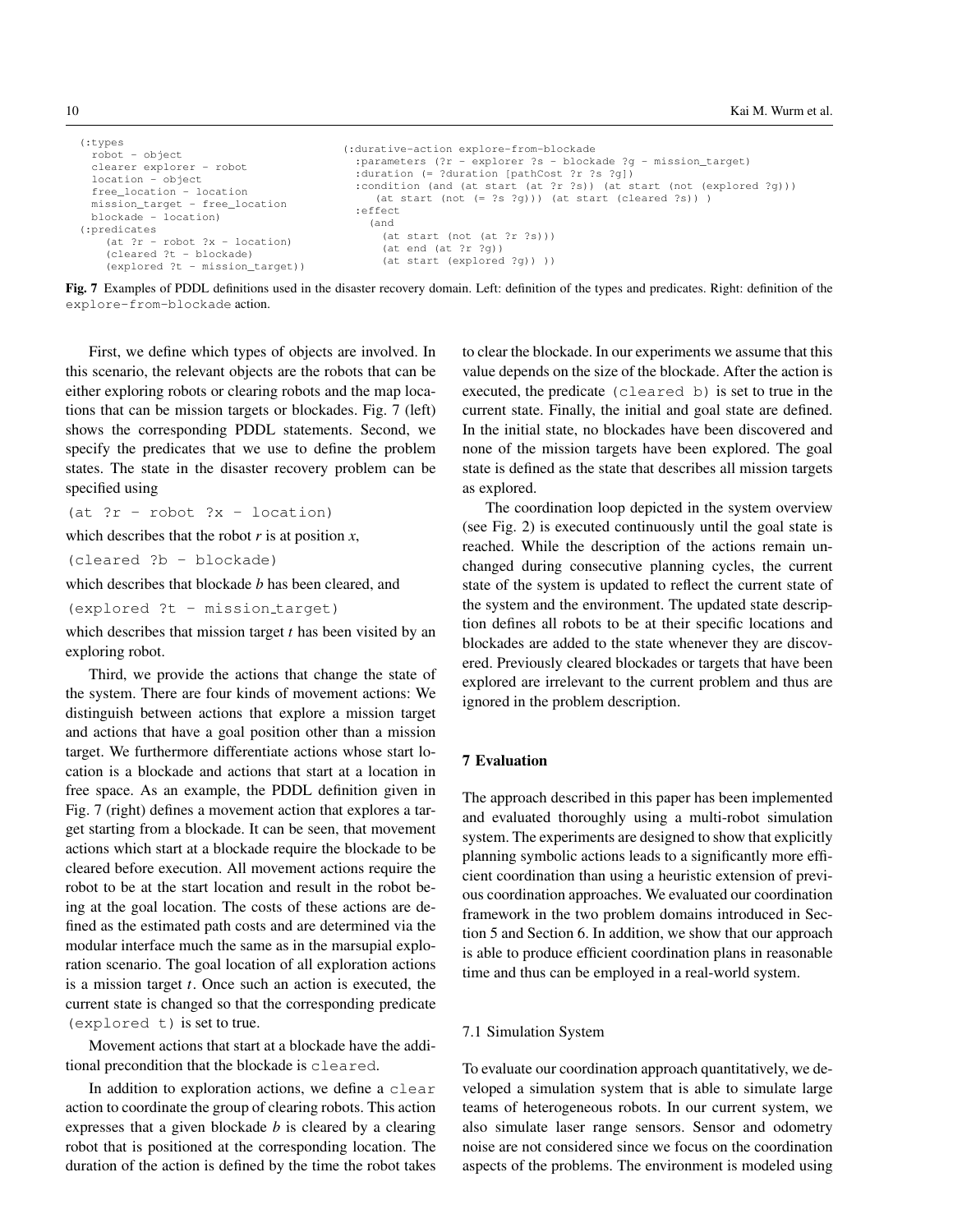```
(:types
  robot - object
  clearer explorer - robot
  location - object
  free_location - location
  mission_target - free_location
  blockade - location)
(:predicates
    (at ?r - robot ?x - location)
    (cleared ?t - blockade)
    (explored ?t - mission_target))
```

```
(:durative-action explore-from-blockade
  :parameters (?r - explorer ?s - blockade ?g - mission_target)
  :duration (= ?duration [pathCost ?r ?s ?g])
  :condition (and (at start (at ?r ?s)) (at start (not (explored ?g)))
     (at start (not (= ?s ?g))) (at start (cleared ?s)) )
  :effect
    (and
      (at start (not (at ?r ?s)))
      (at end (at ?r ?g))
      (at start (explored ?g)) ))
```

**Fig. 7** Examples of PDDL definitions used in the disaster recovery domain. Left: definition of the types and predicates. Right: definition of the `explore-from-blockade` action.

First, we define which types of objects are involved. In this scenario, the relevant objects are the robots that can be either exploring robots or clearing robots and the map locations that can be mission targets or blockades. Fig. 7 (left) shows the corresponding PDDL statements. Second, we specify the predicates that we use to define the problem states. The state in the disaster recovery problem can be specified using

`(at ?r - robot ?x - location)`

which describes that the robot *r* is at position *x*,

`(cleared ?b - blockade)`

which describes that blockade *b* has been cleared, and

`(explored ?t - mission_target)`

which describes that mission target *t* has been visited by an exploring robot.

Third, we provide the actions that change the state of the system. There are four kinds of movement actions: We distinguish between actions that explore a mission target and actions that have a goal position other than a mission target. We furthermore differentiate actions whose start location is a blockade and actions that start at a location in free space. As an example, the PDDL definition given in Fig. 7 (right) defines a movement action that explores a target starting from a blockade. It can be seen, that movement actions which start at a blockade require the blockade to be cleared before execution. All movement actions require the robot to be at the start location and result in the robot being at the goal location. The costs of these actions are defined as the estimated path costs and are determined via the modular interface much the same as in the marsupial exploration scenario. The goal location of all exploration actions is a mission target *t*. Once such an action is executed, the current state is changed so that the corresponding predicate `(explored t)` is set to true.

Movement actions that start at a blockade have the additional precondition that the blockade is `cleared`.

In addition to exploration actions, we define a `clear` action to coordinate the group of clearing robots. This action expresses that a given blockade *b* is cleared by a clearing robot that is positioned at the corresponding location. The duration of the action is defined by the time the robot takes to clear the blockade. In our experiments we assume that this value depends on the size of the blockade. After the action is executed, the predicate `(cleared b)` is set to true in the current state. Finally, the initial and goal state are defined. In the initial state, no blockades have been discovered and none of the mission targets have been explored. The goal state is defined as the state that describes all mission targets as explored.

The coordination loop depicted in the system overview (see Fig. 2) is executed continuously until the goal state is reached. While the description of the actions remain unchanged during consecutive planning cycles, the current state of the system is updated to reflect the current state of the system and the environment. The updated state description defines all robots to be at their specific locations and blockades are added to the state whenever they are discovered. Previously cleared blockades or targets that have been explored are irrelevant to the current problem and thus are ignored in the problem description.

## 7 Evaluation

The approach described in this paper has been implemented and evaluated thoroughly using a multi-robot simulation system. The experiments are designed to show that explicitly planning symbolic actions leads to a significantly more efficient coordination than using a heuristic extension of previous coordination approaches. We evaluated our coordination framework in the two problem domains introduced in Section 5 and Section 6. In addition, we show that our approach is able to produce efficient coordination plans in reasonable time and thus can be employed in a real-world system.

### 7.1 Simulation System

To evaluate our coordination approach quantitatively, we developed a simulation system that is able to simulate large teams of heterogeneous robots. In our current system, we also simulate laser range sensors. Sensor and odometry noise are not considered since we focus on the coordination aspects of the problems. The environment is modeled using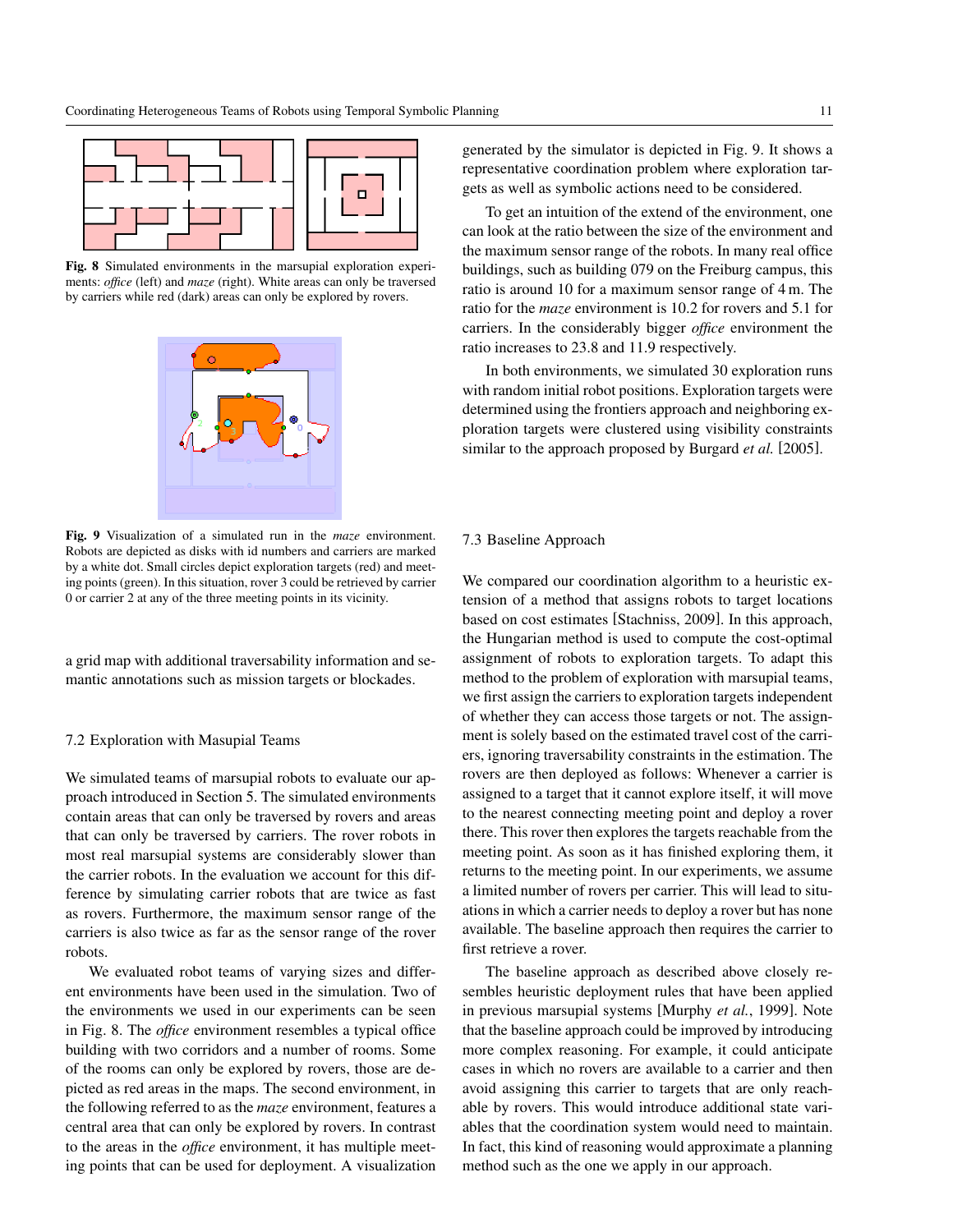**Fig. 8** Simulated environments in the marsupial exploration experiments: *office* (left) and *maze* (right). White areas can only be traversed by carriers while red (dark) areas can only be explored by rovers.

**Fig. 9** Visualization of a simulated run in the *maze* environment. Robots are depicted as disks with id numbers and carriers are marked by a white dot. Small circles depict exploration targets (red) and meeting points (green). In this situation, rover 3 could be retrieved by carrier 0 or carrier 2 at any of the three meeting points in its vicinity.

a grid map with additional traversability information and semantic annotations such as mission targets or blockades.

### 7.2 Exploration with Masupial Teams

We simulated teams of marsupial robots to evaluate our approach introduced in Section 5. The simulated environments contain areas that can only be traversed by rovers and areas that can only be traversed by carriers. The rover robots in most real marsupial systems are considerably slower than the carrier robots. In the evaluation we account for this difference by simulating carrier robots that are twice as fast as rovers. Furthermore, the maximum sensor range of the carriers is also twice as far as the sensor range of the rover robots.

We evaluated robot teams of varying sizes and different environments have been used in the simulation. Two of the environments we used in our experiments can be seen in Fig. 8. The *office* environment resembles a typical office building with two corridors and a number of rooms. Some of the rooms can only be explored by rovers, those are depicted as red areas in the maps. The second environment, in the following referred to as the *maze* environment, features a central area that can only be explored by rovers. In contrast to the areas in the *office* environment, it has multiple meeting points that can be used for deployment. A visualization generated by the simulator is depicted in Fig. 9. It shows a representative coordination problem where exploration targets as well as symbolic actions need to be considered.

To get an intuition of the extend of the environment, one can look at the ratio between the size of the environment and the maximum sensor range of the robots. In many real office buildings, such as building 079 on the Freiburg campus, this ratio is around 10 for a maximum sensor range of 4 m. The ratio for the *maze* environment is 10.2 for rovers and 5.1 for carriers. In the considerably bigger *office* environment the ratio increases to 23.8 and 11.9 respectively.

In both environments, we simulated 30 exploration runs with random initial robot positions. Exploration targets were determined using the frontiers approach and neighboring exploration targets were clustered using visibility constraints similar to the approach proposed by Burgard *et al.* [2005].

### 7.3 Baseline Approach

We compared our coordination algorithm to a heuristic extension of a method that assigns robots to target locations based on cost estimates [Stachniss, 2009]. In this approach, the Hungarian method is used to compute the cost-optimal assignment of robots to exploration targets. To adapt this method to the problem of exploration with marsupial teams, we first assign the carriers to exploration targets independent of whether they can access those targets or not. The assignment is solely based on the estimated travel cost of the carriers, ignoring traversability constraints in the estimation. The rovers are then deployed as follows: Whenever a carrier is assigned to a target that it cannot explore itself, it will move to the nearest connecting meeting point and deploy a rover there. This rover then explores the targets reachable from the meeting point. As soon as it has finished exploring them, it returns to the meeting point. In our experiments, we assume a limited number of rovers per carrier. This will lead to situations in which a carrier needs to deploy a rover but has none available. The baseline approach then requires the carrier to first retrieve a rover.

The baseline approach as described above closely resembles heuristic deployment rules that have been applied in previous marsupial systems [Murphy *et al.*, 1999]. Note that the baseline approach could be improved by introducing more complex reasoning. For example, it could anticipate cases in which no rovers are available to a carrier and then avoid assigning this carrier to targets that are only reachable by rovers. This would introduce additional state variables that the coordination system would need to maintain. In fact, this kind of reasoning would approximate a planning method such as the one we apply in our approach.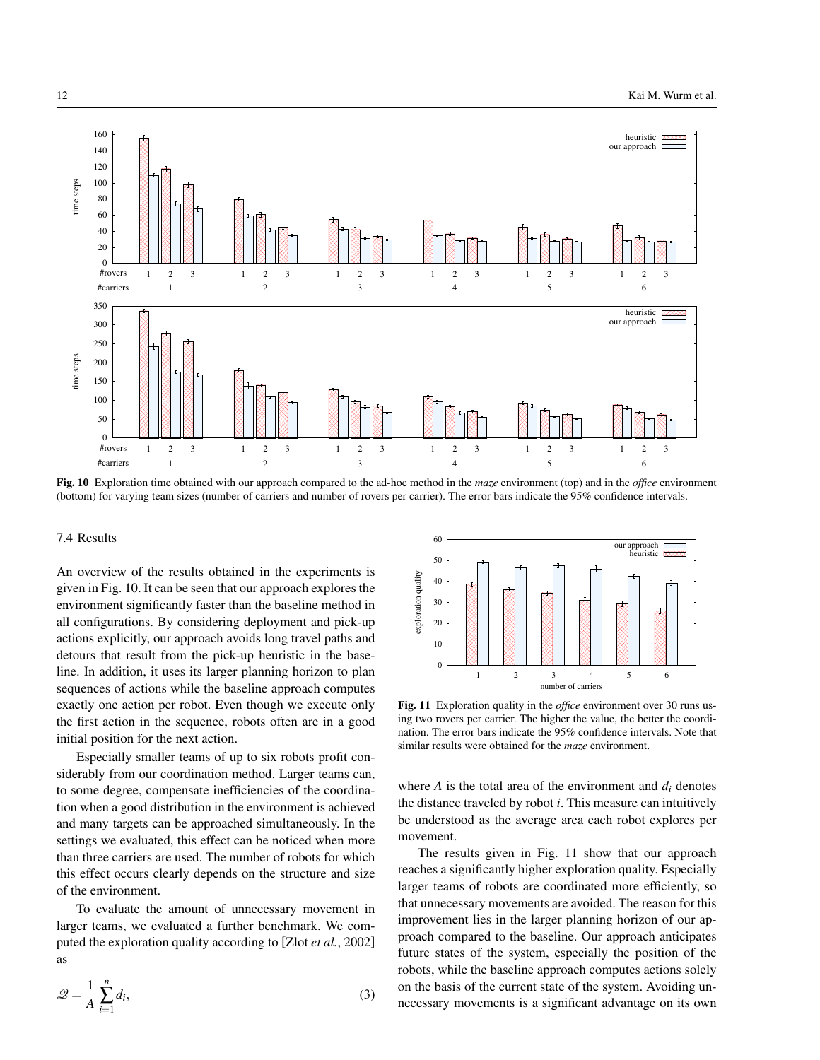Fig. 10 Exploration time obtained with our approach compared to the ad-hoc method in the *maze* environment (top) and in the *office* environment (bottom) for varying team sizes (number of carriers and number of rovers per carrier). The error bars indicate the 95% confidence intervals.

### 7.4 Results

An overview of the results obtained in the experiments is given in Fig. 10. It can be seen that our approach explores the environment significantly faster than the baseline method in all configurations. By considering deployment and pick-up actions explicitly, our approach avoids long travel paths and detours that result from the pick-up heuristic in the baseline. In addition, it uses its larger planning horizon to plan sequences of actions while the baseline approach computes exactly one action per robot. Even though we execute only the first action in the sequence, robots often are in a good initial position for the next action.

Especially smaller teams of up to six robots profit considerably from our coordination method. Larger teams can, to some degree, compensate inefficiencies of the coordination when a good distribution in the environment is achieved and many targets can be approached simultaneously. In the settings we evaluated, this effect can be noticed when more than three carriers are used. The number of robots for which this effect occurs clearly depends on the structure and size of the environment.

To evaluate the amount of unnecessary movement in larger teams, we evaluated a further benchmark. We computed the exploration quality according to [Zlot *et al.*, 2002] as

$$\mathcal{Q} = \frac{1}{A} \sum_{i=1}^{n} d_i, \tag{3}$$

Fig. 11 Exploration quality in the *office* environment over 30 runs using two rovers per carrier. The higher the value, the better the coordination. The error bars indicate the 95% confidence intervals. Note that similar results were obtained for the *maze* environment.

where $A$ is the total area of the environment and $d_i$ denotes the distance traveled by robot $i$. This measure can intuitively be understood as the average area each robot explores per movement.

The results given in Fig. 11 show that our approach reaches a significantly higher exploration quality. Especially larger teams of robots are coordinated more efficiently, so that unnecessary movements are avoided. The reason for this improvement lies in the larger planning horizon of our approach compared to the baseline. Our approach anticipates future states of the system, especially the position of the robots, while the baseline approach computes actions solely on the basis of the current state of the system. Avoiding unnecessary movements is a significant advantage on its own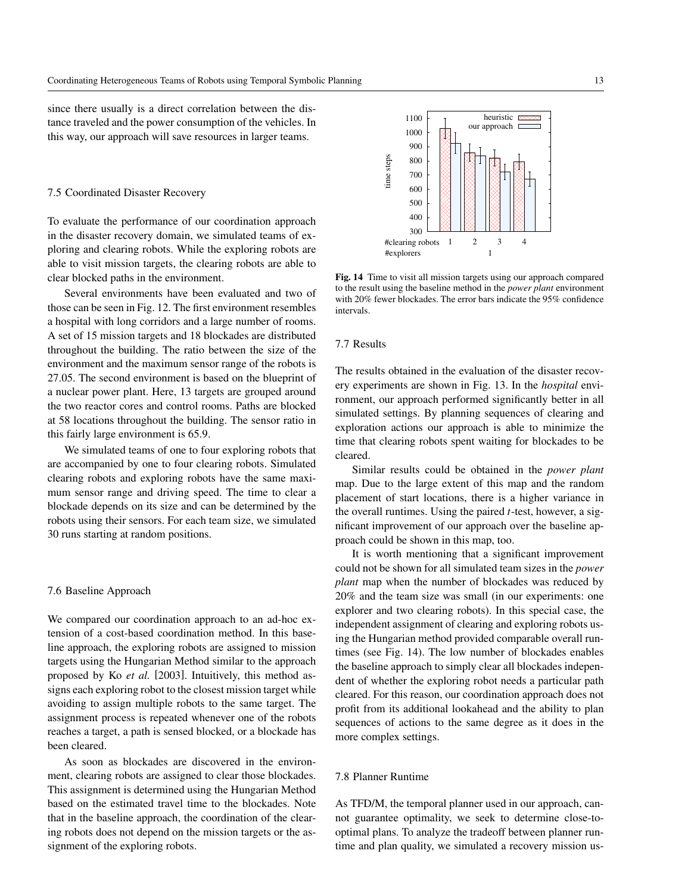since there usually is a direct correlation between the distance traveled and the power consumption of the vehicles. In this way, our approach will save resources in larger teams.

### 7.5 Coordinated Disaster Recovery

To evaluate the performance of our coordination approach in the disaster recovery domain, we simulated teams of exploring and clearing robots. While the exploring robots are able to visit mission targets, the clearing robots are able to clear blocked paths in the environment.

Several environments have been evaluated and two of those can be seen in Fig. 12. The first environment resembles a hospital with long corridors and a large number of rooms. A set of 15 mission targets and 18 blockades are distributed throughout the building. The ratio between the size of the environment and the maximum sensor range of the robots is 27.05. The second environment is based on the blueprint of a nuclear power plant. Here, 13 targets are grouped around the two reactor cores and control rooms. Paths are blocked at 58 locations throughout the building. The sensor ratio in this fairly large environment is 65.9.

We simulated teams of one to four exploring robots that are accompanied by one to four clearing robots. Simulated clearing robots and exploring robots have the same maximum sensor range and driving speed. The time to clear a blockade depends on its size and can be determined by the robots using their sensors. For each team size, we simulated 30 runs starting at random positions.

### 7.6 Baseline Approach

We compared our coordination approach to an ad-hoc extension of a cost-based coordination method. In this baseline approach, the exploring robots are assigned to mission targets using the Hungarian Method similar to the approach proposed by Ko *et al.* [2003]. Intuitively, this method assigns each exploring robot to the closest mission target while avoiding to assign multiple robots to the same target. The assignment process is repeated whenever one of the robots reaches a target, a path is sensed blocked, or a blockade has been cleared.

As soon as blockades are discovered in the environment, clearing robots are assigned to clear those blockades. This assignment is determined using the Hungarian Method based on the estimated travel time to the blockades. Note that in the baseline approach, the coordination of the clearing robots does not depend on the mission targets or the assignment of the exploring robots.

**Fig. 14** Time to visit all mission targets using our approach compared to the result using the baseline method in the *power plant* environment with 20% fewer blockades. The error bars indicate the 95% confidence intervals.

### 7.7 Results

The results obtained in the evaluation of the disaster recovery experiments are shown in Fig. 13. In the *hospital* environment, our approach performed significantly better in all simulated settings. By planning sequences of clearing and exploration actions our approach is able to minimize the time that clearing robots spent waiting for blockades to be cleared.

Similar results could be obtained in the *power plant* map. Due to the large extent of this map and the random placement of start locations, there is a higher variance in the overall runtimes. Using the paired $t$-test, however, a significant improvement of our approach over the baseline approach could be shown in this map, too.

It is worth mentioning that a significant improvement could not be shown for all simulated team sizes in the *power plant* map when the number of blockades was reduced by 20% and the team size was small (in our experiments: one explorer and two clearing robots). In this special case, the independent assignment of clearing and exploring robots using the Hungarian method provided comparable overall runtimes (see Fig. 14). The low number of blockades enables the baseline approach to simply clear all blockades independent of whether the exploring robot needs a particular path cleared. For this reason, our coordination approach does not profit from its additional lookahead and the ability to plan sequences of actions to the same degree as it does in the more complex settings.

### 7.8 Planner Runtime

As TFD/M, the temporal planner used in our approach, cannot guarantee optimality, we seek to determine close-to-optimal plans. To analyze the tradeoff between planner runtime and plan quality, we simulated a recovery mission us-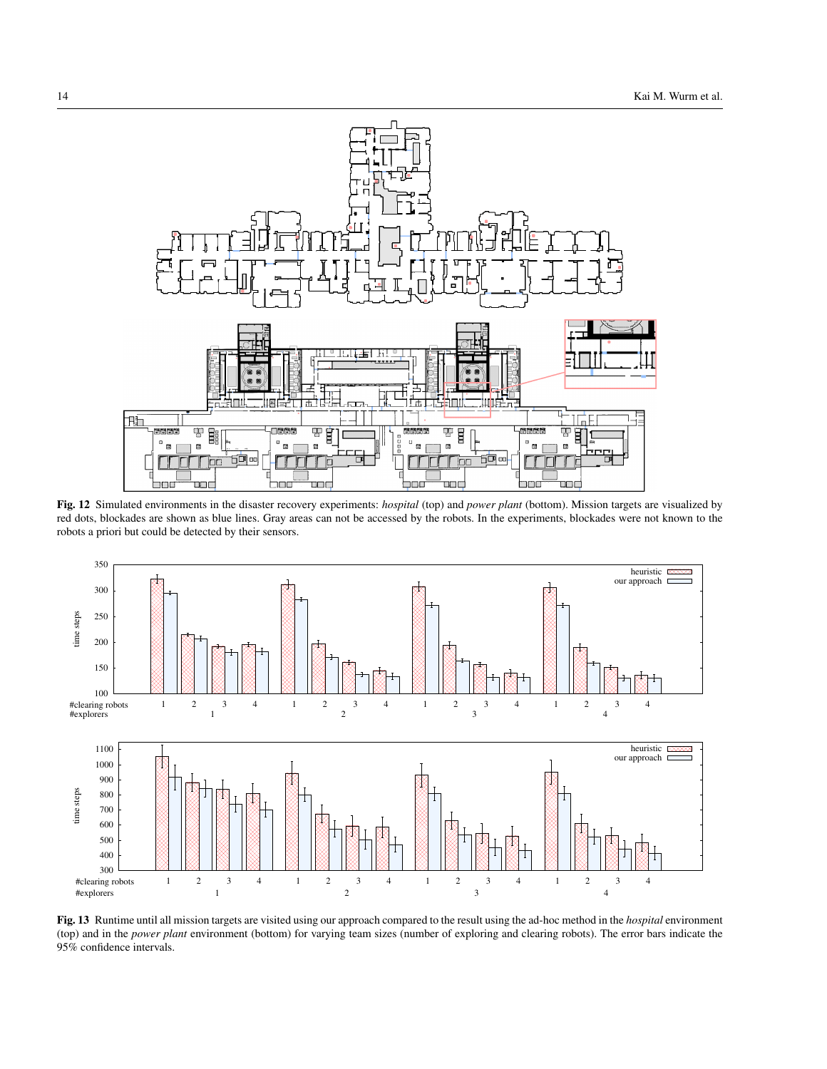**Fig. 12** Simulated environments in the disaster recovery experiments: *hospital* (top) and *power plant* (bottom). Mission targets are visualized by red dots, blockades are shown as blue lines. Gray areas can not be accessed by the robots. In the experiments, blockades were not known to the robots a priori but could be detected by their sensors.

**Fig. 13** Runtime until all mission targets are visited using our approach compared to the result using the ad-hoc method in the *hospital* environment (top) and in the *power plant* environment (bottom) for varying team sizes (number of exploring and clearing robots). The error bars indicate the 95% confidence intervals.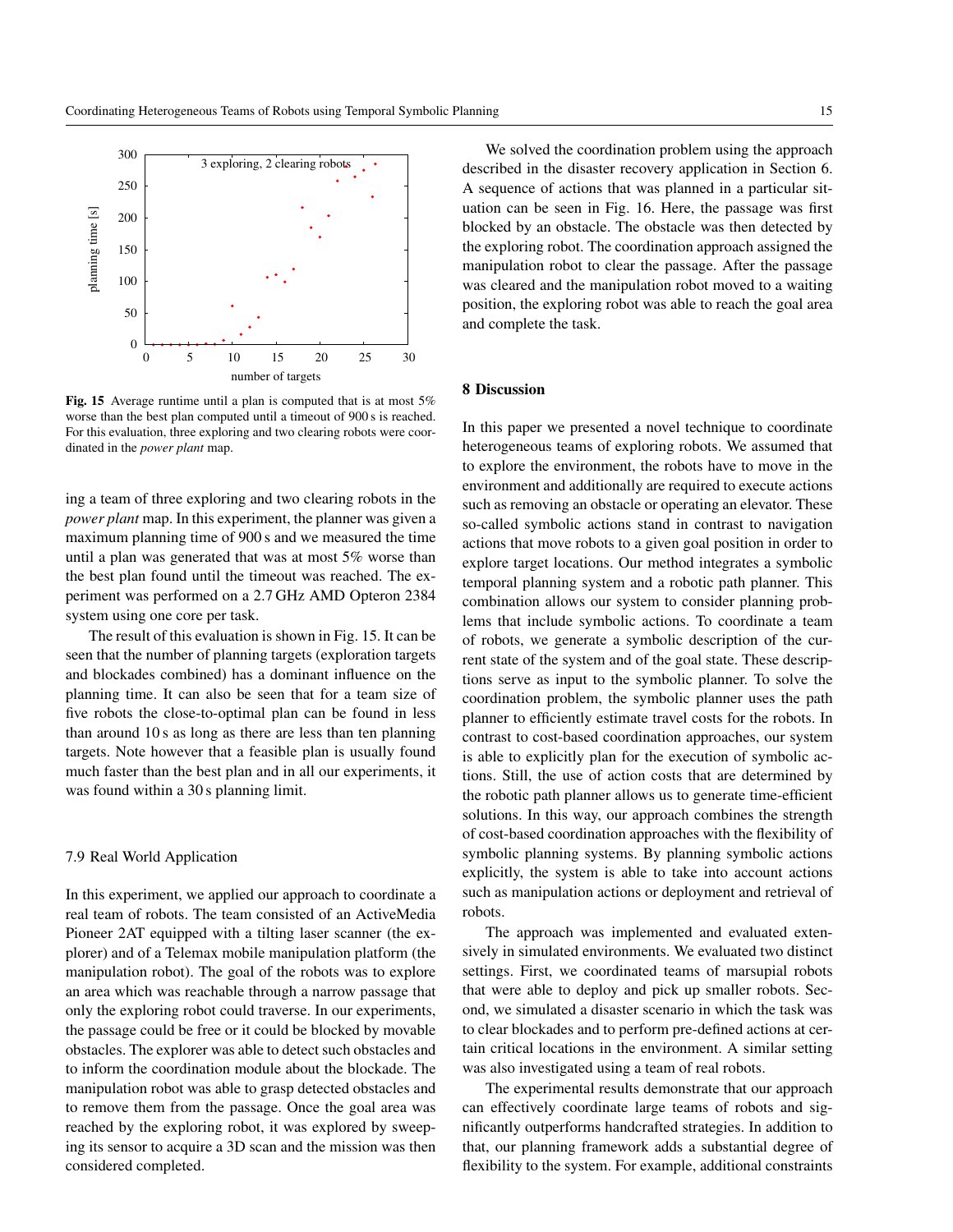Fig. 15 Average runtime until a plan is computed that is at most 5% worse than the best plan computed until a timeout of 900 s is reached. For this evaluation, three exploring and two clearing robots were coordinated in the *power plant* map.

ing a team of three exploring and two clearing robots in the *power plant* map. In this experiment, the planner was given a maximum planning time of 900 s and we measured the time until a plan was generated that was at most 5% worse than the best plan found until the timeout was reached. The experiment was performed on a 2.7 GHz AMD Opteron 2384 system using one core per task.

The result of this evaluation is shown in Fig. 15. It can be seen that the number of planning targets (exploration targets and blockades combined) has a dominant influence on the planning time. It can also be seen that for a team size of five robots the close-to-optimal plan can be found in less than around 10 s as long as there are less than ten planning targets. Note however that a feasible plan is usually found much faster than the best plan and in all our experiments, it was found within a 30 s planning limit.

### 7.9 Real World Application

In this experiment, we applied our approach to coordinate a real team of robots. The team consisted of an ActiveMedia Pioneer 2AT equipped with a tilting laser scanner (the explorer) and of a Telemax mobile manipulation platform (the manipulation robot). The goal of the robots was to explore an area which was reachable through a narrow passage that only the exploring robot could traverse. In our experiments, the passage could be free or it could be blocked by movable obstacles. The explorer was able to detect such obstacles and to inform the coordination module about the blockade. The manipulation robot was able to grasp detected obstacles and to remove them from the passage. Once the goal area was reached by the exploring robot, it was explored by sweeping its sensor to acquire a 3D scan and the mission was then considered completed.

We solved the coordination problem using the approach described in the disaster recovery application in Section 6. A sequence of actions that was planned in a particular situation can be seen in Fig. 16. Here, the passage was first blocked by an obstacle. The obstacle was then detected by the exploring robot. The coordination approach assigned the manipulation robot to clear the passage. After the passage was cleared and the manipulation robot moved to a waiting position, the exploring robot was able to reach the goal area and complete the task.

## 8 Discussion

In this paper we presented a novel technique to coordinate heterogeneous teams of exploring robots. We assumed that to explore the environment, the robots have to move in the environment and additionally are required to execute actions such as removing an obstacle or operating an elevator. These so-called symbolic actions stand in contrast to navigation actions that move robots to a given goal position in order to explore target locations. Our method integrates a symbolic temporal planning system and a robotic path planner. This combination allows our system to consider planning problems that include symbolic actions. To coordinate a team of robots, we generate a symbolic description of the current state of the system and of the goal state. These descriptions serve as input to the symbolic planner. To solve the coordination problem, the symbolic planner uses the path planner to efficiently estimate travel costs for the robots. In contrast to cost-based coordination approaches, our system is able to explicitly plan for the execution of symbolic actions. Still, the use of action costs that are determined by the robotic path planner allows us to generate time-efficient solutions. In this way, our approach combines the strength of cost-based coordination approaches with the flexibility of symbolic planning systems. By planning symbolic actions explicitly, the system is able to take into account actions such as manipulation actions or deployment and retrieval of robots.

The approach was implemented and evaluated extensively in simulated environments. We evaluated two distinct settings. First, we coordinated teams of marsupial robots that were able to deploy and pick up smaller robots. Second, we simulated a disaster scenario in which the task was to clear blockades and to perform pre-defined actions at certain critical locations in the environment. A similar setting was also investigated using a team of real robots.

The experimental results demonstrate that our approach can effectively coordinate large teams of robots and significantly outperforms handcrafted strategies. In addition to that, our planning framework adds a substantial degree of flexibility to the system. For example, additional constraints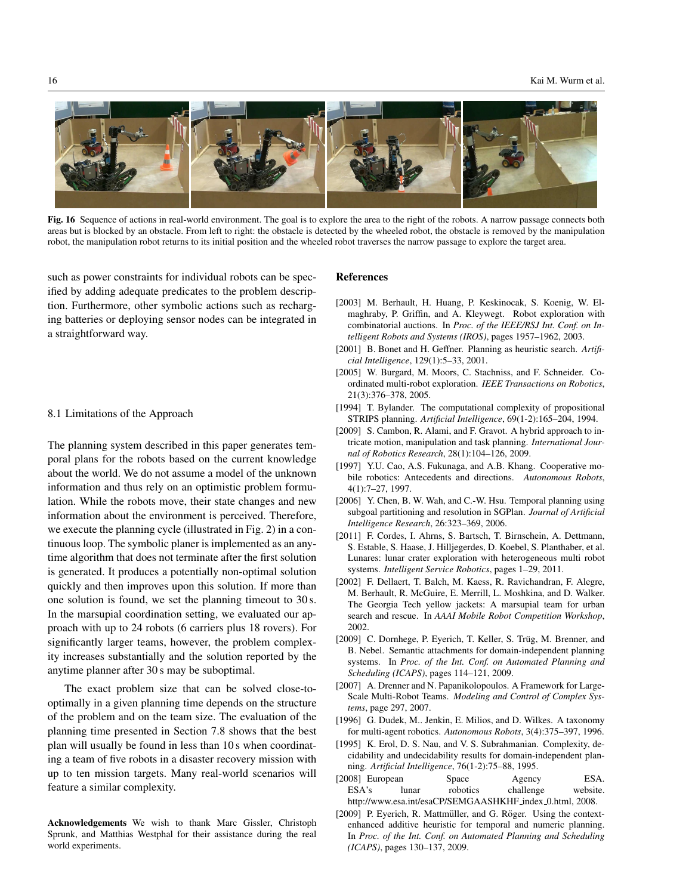Fig. 16 Sequence of actions in real-world environment. The goal is to explore the area to the right of the robots. A narrow passage connects both areas but is blocked by an obstacle. From left to right: the obstacle is detected by the wheeled robot, the obstacle is removed by the manipulation robot, the manipulation robot returns to its initial position and the wheeled robot traverses the narrow passage to explore the target area.

such as power constraints for individual robots can be specified by adding adequate predicates to the problem description. Furthermore, other symbolic actions such as recharging batteries or deploying sensor nodes can be integrated in a straightforward way.

### 8.1 Limitations of the Approach

The planning system described in this paper generates temporal plans for the robots based on the current knowledge about the world. We do not assume a model of the unknown information and thus rely on an optimistic problem formulation. While the robots move, their state changes and new information about the environment is perceived. Therefore, we execute the planning cycle (illustrated in Fig. 2) in a continuous loop. The symbolic planer is implemented as an anytime algorithm that does not terminate after the first solution is generated. It produces a potentially non-optimal solution quickly and then improves upon this solution. If more than one solution is found, we set the planning timeout to 30 s. In the marsupial coordination setting, we evaluated our approach with up to 24 robots (6 carriers plus 18 rovers). For significantly larger teams, however, the problem complexity increases substantially and the solution reported by the anytime planner after 30 s may be suboptimal.

The exact problem size that can be solved close-to-optimally in a given planning time depends on the structure of the problem and on the team size. The evaluation of the planning time presented in Section 7.8 shows that the best plan will usually be found in less than 10 s when coordinating a team of five robots in a disaster recovery mission with up to ten mission targets. Many real-world scenarios will feature a similar complexity.

**Acknowledgements** We wish to thank Marc Gissler, Christoph Sprunk, and Matthias Westphal for their assistance during the real world experiments.

## References

- [2003] M. Berhault, H. Huang, P. Keskinocak, S. Koenig, W. Elmaghraby, P. Griffin, and A. Kleywegt. Robot exploration with combinatorial auctions. In *Proc. of the IEEE/RSJ Int. Conf. on Intelligent Robots and Systems (IROS)*, pages 1957–1962, 2003.
- [2001] B. Bonet and H. Geffner. Planning as heuristic search. *Artificial Intelligence*, 129(1):5–33, 2001.
- [2005] W. Burgard, M. Moors, C. Stachniss, and F. Schneider. Coordinated multi-robot exploration. *IEEE Transactions on Robotics*, 21(3):376–378, 2005.
- [1994] T. Bylander. The computational complexity of propositional STRIPS planning. *Artificial Intelligence*, 69(1-2):165–204, 1994.
- [2009] S. Cambon, R. Alami, and F. Gravot. A hybrid approach to intricate motion, manipulation and task planning. *International Journal of Robotics Research*, 28(1):104–126, 2009.
- [1997] Y.U. Cao, A.S. Fukunaga, and A.B. Khang. Cooperative mobile robotics: Antecedents and directions. *Autonomous Robots*, 4(1):7–27, 1997.
- [2006] Y. Chen, B. W. Wah, and C.-W. Hsu. Temporal planning using subgoal partitioning and resolution in SGPlan. *Journal of Artificial Intelligence Research*, 26:323–369, 2006.
- [2011] F. Cordes, I. Ahrns, S. Bartsch, T. Birnschein, A. Dettmann, S. Estable, S. Haase, J. Hilljegerdes, D. Koebel, S. Planthaber, et al. Lunares: lunar crater exploration with heterogeneous multi robot systems. *Intelligent Service Robotics*, pages 1–29, 2011.
- [2002] F. Dellaert, T. Balch, M. Kaess, R. Ravichandran, F. Alegre, M. Berhault, R. McGuire, E. Merrill, L. Moshkina, and D. Walker. The Georgia Tech yellow jackets: A marsupial team for urban search and rescue. In *AAAI Mobile Robot Competition Workshop*, 2002.
- [2009] C. Dornhege, P. Eyerich, T. Keller, S. Trüg, M. Brenner, and B. Nebel. Semantic attachments for domain-independent planning systems. In *Proc. of the Int. Conf. on Automated Planning and Scheduling (ICAPS)*, pages 114–121, 2009.
- [2007] A. Drenner and N. Papanikolopoulos. A Framework for Large-Scale Multi-Robot Teams. *Modeling and Control of Complex Systems*, page 297, 2007.
- [1996] G. Dudek, M.. Jenkin, E. Milios, and D. Wilkes. A taxonomy for multi-agent robotics. *Autonomous Robots*, 3(4):375–397, 1996.
- [1995] K. Erol, D. S. Nau, and V. S. Subrahmanian. Complexity, decidability and undecidability results for domain-independent planning. *Artificial Intelligence*, 76(1-2):75–88, 1995.
- [2008] European Space Agency ESA. ESA's lunar robotics challenge website. http://www.esa.int/esaCP/SEMGAASHKHF_index_0.html, 2008.
- [2009] P. Eyerich, R. Mattmüller, and G. Röger. Using the context-enhanced additive heuristic for temporal and numeric planning. In *Proc. of the Int. Conf. on Automated Planning and Scheduling (ICAPS)*, pages 130–137, 2009.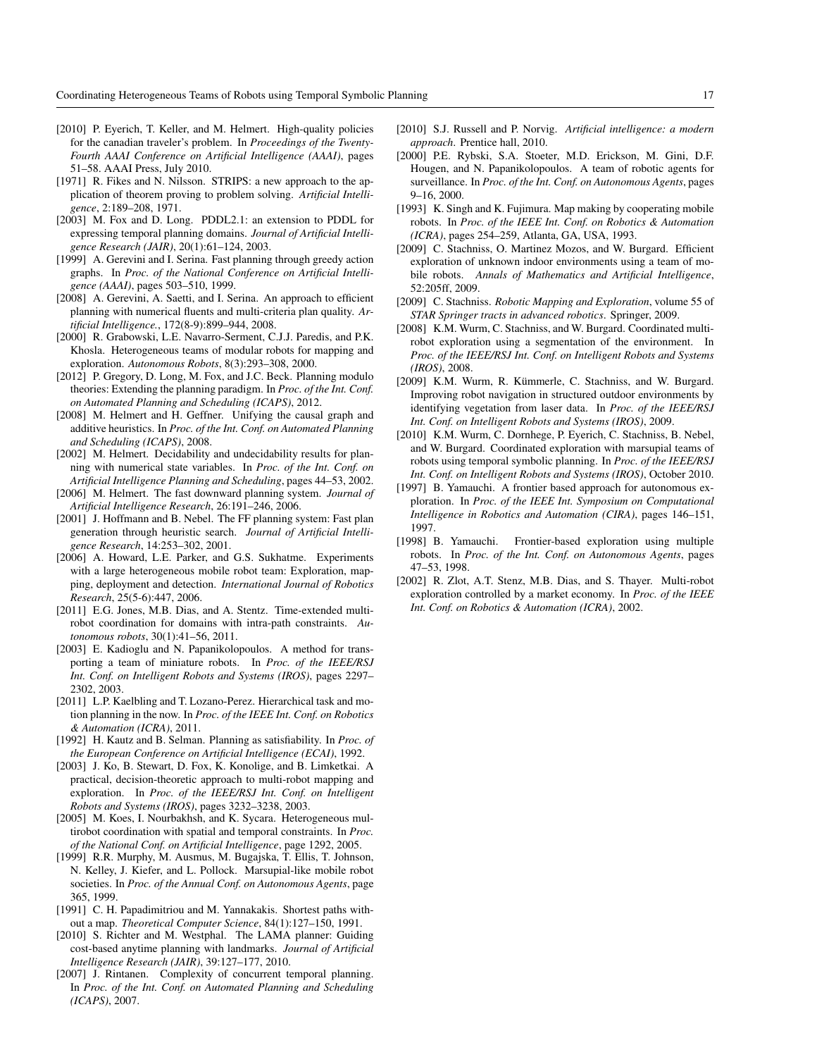[2010] P. Eyerich, T. Keller, and M. Helmert. High-quality policies for the canadian traveler's problem. In *Proceedings of the Twenty-Fourth AAAI Conference on Artificial Intelligence (AAAI)*, pages 51–58. AAAI Press, July 2010.

[1971] R. Fikes and N. Nilsson. STRIPS: a new approach to the application of theorem proving to problem solving. *Artificial Intelligence*, 2:189–208, 1971.

[2003] M. Fox and D. Long. PDDL2.1: an extension to PDDL for expressing temporal planning domains. *Journal of Artificial Intelligence Research (JAIR)*, 20(1):61–124, 2003.

[1999] A. Gerevini and I. Serina. Fast planning through greedy action graphs. In *Proc. of the National Conference on Artificial Intelligence (AAAI)*, pages 503–510, 1999.

[2008] A. Gerevini, A. Saetti, and I. Serina. An approach to efficient planning with numerical fluents and multi-criteria plan quality. *Artificial Intelligence.*, 172(8-9):899–944, 2008.

[2000] R. Grabowski, L.E. Navarro-Serment, C.J.J. Paredis, and P.K. Khosla. Heterogeneous teams of modular robots for mapping and exploration. *Autonomous Robots*, 8(3):293–308, 2000.

[2012] P. Gregory, D. Long, M. Fox, and J.C. Beck. Planning modulo theories: Extending the planning paradigm. In *Proc. of the Int. Conf. on Automated Planning and Scheduling (ICAPS)*, 2012.

[2008] M. Helmert and H. Geffner. Unifying the causal graph and additive heuristics. In *Proc. of the Int. Conf. on Automated Planning and Scheduling (ICAPS)*, 2008.

[2002] M. Helmert. Decidability and undecidability results for planning with numerical state variables. In *Proc. of the Int. Conf. on Artificial Intelligence Planning and Scheduling*, pages 44–53, 2002.

[2006] M. Helmert. The fast downward planning system. *Journal of Artificial Intelligence Research*, 26:191–246, 2006.

[2001] J. Hoffmann and B. Nebel. The FF planning system: Fast plan generation through heuristic search. *Journal of Artificial Intelligence Research*, 14:253–302, 2001.

[2006] A. Howard, L.E. Parker, and G.S. Sukhatme. Experiments with a large heterogeneous mobile robot team: Exploration, mapping, deployment and detection. *International Journal of Robotics Research*, 25(5-6):447, 2006.

[2011] E.G. Jones, M.B. Dias, and A. Stentz. Time-extended multi-robot coordination for domains with intra-path constraints. *Autonomous robots*, 30(1):41–56, 2011.

[2003] E. Kadioglu and N. Papanikolopoulos. A method for transporting a team of miniature robots. In *Proc. of the IEEE/RSJ Int. Conf. on Intelligent Robots and Systems (IROS)*, pages 2297–2302, 2003.

[2011] L.P. Kaelbling and T. Lozano-Perez. Hierarchical task and motion planning in the now. In *Proc. of the IEEE Int. Conf. on Robotics & Automation (ICRA)*, 2011.

[1992] H. Kautz and B. Selman. Planning as satisfiability. In *Proc. of the European Conference on Artificial Intelligence (ECAI)*, 1992.

[2003] J. Ko, B. Stewart, D. Fox, K. Konolige, and B. Limketkai. A practical, decision-theoretic approach to multi-robot mapping and exploration. In *Proc. of the IEEE/RSJ Int. Conf. on Intelligent Robots and Systems (IROS)*, pages 3232–3238, 2003.

[2005] M. Koes, I. Nourbakhsh, and K. Sycara. Heterogeneous multirobot coordination with spatial and temporal constraints. In *Proc. of the National Conf. on Artificial Intelligence*, page 1292, 2005.

[1999] R.R. Murphy, M. Ausmus, M. Bugajska, T. Ellis, T. Johnson, N. Kelley, J. Kiefer, and L. Pollock. Marsupial-like mobile robot societies. In *Proc. of the Annual Conf. on Autonomous Agents*, page 365, 1999.

[1991] C. H. Papadimitriou and M. Yannakakis. Shortest paths without a map. *Theoretical Computer Science*, 84(1):127–150, 1991.

[2010] S. Richter and M. Westphal. The LAMA planner: Guiding cost-based anytime planning with landmarks. *Journal of Artificial Intelligence Research (JAIR)*, 39:127–177, 2010.

[2007] J. Rintanen. Complexity of concurrent temporal planning. In *Proc. of the Int. Conf. on Automated Planning and Scheduling (ICAPS)*, 2007.

[2010] S.J. Russell and P. Norvig. *Artificial intelligence: a modern approach*. Prentice hall, 2010.

[2000] P.E. Rybski, S.A. Stoeter, M.D. Erickson, M. Gini, D.F. Hougen, and N. Papanikolopoulos. A team of robotic agents for surveillance. In *Proc. of the Int. Conf. on Autonomous Agents*, pages 9–16, 2000.

[1993] K. Singh and K. Fujimura. Map making by cooperating mobile robots. In *Proc. of the IEEE Int. Conf. on Robotics & Automation (ICRA)*, pages 254–259, Atlanta, GA, USA, 1993.

[2009] C. Stachniss, O. Martinez Mozos, and W. Burgard. Efficient exploration of unknown indoor environments using a team of mobile robots. *Annals of Mathematics and Artificial Intelligence*, 52:205ff, 2009.

[2009] C. Stachniss. *Robotic Mapping and Exploration*, volume 55 of *STAR Springer tracts in advanced robotics*. Springer, 2009.

[2008] K.M. Wurm, C. Stachniss, and W. Burgard. Coordinated multi-robot exploration using a segmentation of the environment. In *Proc. of the IEEE/RSJ Int. Conf. on Intelligent Robots and Systems (IROS)*, 2008.

[2009] K.M. Wurm, R. Kümmerle, C. Stachniss, and W. Burgard. Improving robot navigation in structured outdoor environments by identifying vegetation from laser data. In *Proc. of the IEEE/RSJ Int. Conf. on Intelligent Robots and Systems (IROS)*, 2009.

[2010] K.M. Wurm, C. Dornhege, P. Eyerich, C. Stachniss, B. Nebel, and W. Burgard. Coordinated exploration with marsupial teams of robots using temporal symbolic planning. In *Proc. of the IEEE/RSJ Int. Conf. on Intelligent Robots and Systems (IROS)*, October 2010.

[1997] B. Yamauchi. A frontier based approach for autonomous exploration. In *Proc. of the IEEE Int. Symposium on Computational Intelligence in Robotics and Automation (CIRA)*, pages 146–151, 1997.

[1998] B. Yamauchi. Frontier-based exploration using multiple robots. In *Proc. of the Int. Conf. on Autonomous Agents*, pages 47–53, 1998.

[2002] R. Zlot, A.T. Stenz, M.B. Dias, and S. Thayer. Multi-robot exploration controlled by a market economy. In *Proc. of the IEEE Int. Conf. on Robotics & Automation (ICRA)*, 2002.